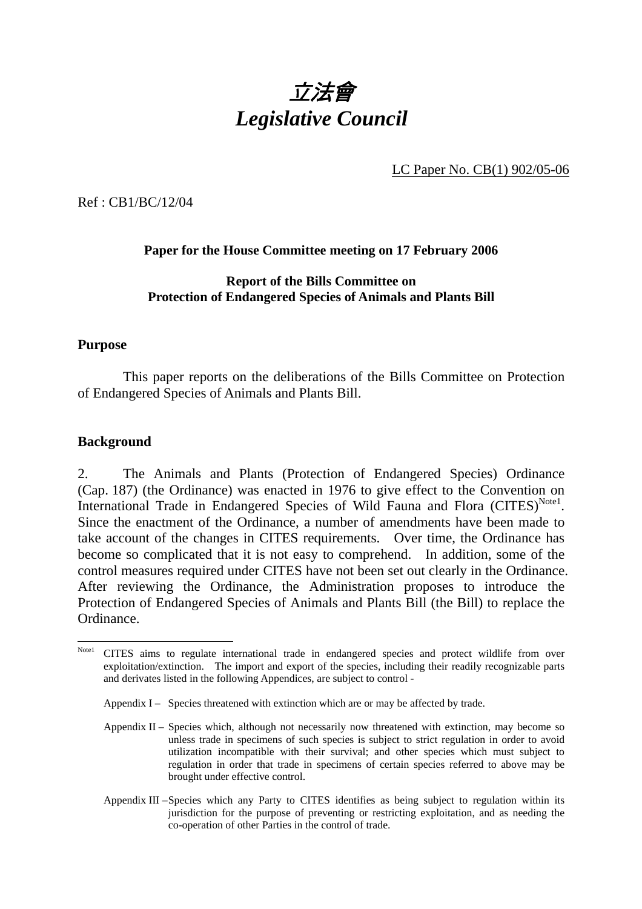# *立法會*
# *Legislative Council*

LC Paper No. CB(1) 902/05-06

Ref : CB1/BC/12/04

**Paper for the House Committee meeting on 17 February 2006**

**Report of the Bills Committee on**
**Protection of Endangered Species of Animals and Plants Bill**

## Purpose

This paper reports on the deliberations of the Bills Committee on Protection of Endangered Species of Animals and Plants Bill.

## Background

2. The Animals and Plants (Protection of Endangered Species) Ordinance (Cap. 187) (the Ordinance) was enacted in 1976 to give effect to the Convention on International Trade in Endangered Species of Wild Fauna and Flora (CITES)[Note1]. Since the enactment of the Ordinance, a number of amendments have been made to take account of the changes in CITES requirements. Over time, the Ordinance has become so complicated that it is not easy to comprehend. In addition, some of the control measures required under CITES have not been set out clearly in the Ordinance. After reviewing the Ordinance, the Administration proposes to introduce the Protection of Endangered Species of Animals and Plants Bill (the Bill) to replace the Ordinance.

---

[Note1] CITES aims to regulate international trade in endangered species and protect wildlife from over exploitation/extinction. The import and export of the species, including their readily recognizable parts and derivates listed in the following Appendices, are subject to control -

Appendix I – Species threatened with extinction which are or may be affected by trade.

Appendix II – Species which, although not necessarily now threatened with extinction, may become so unless trade in specimens of such species is subject to strict regulation in order to avoid utilization incompatible with their survival; and other species which must subject to regulation in order that trade in specimens of certain species referred to above may be brought under effective control.

Appendix III – Species which any Party to CITES identifies as being subject to regulation within its jurisdiction for the purpose of preventing or restricting exploitation, and as needing the co-operation of other Parties in the control of trade.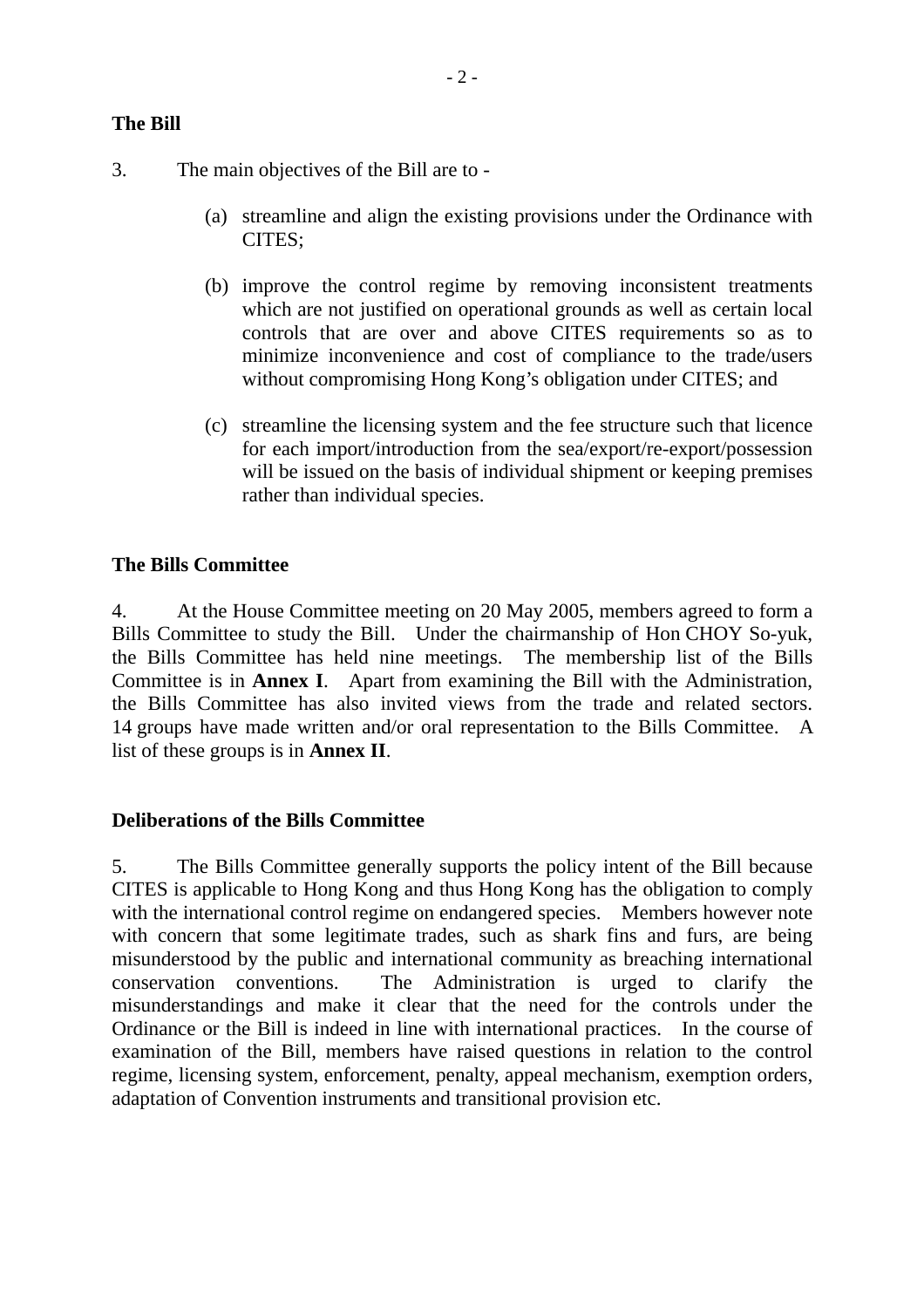**The Bill**

3. The main objectives of the Bill are to -

(a) streamline and align the existing provisions under the Ordinance with CITES;

(b) improve the control regime by removing inconsistent treatments which are not justified on operational grounds as well as certain local controls that are over and above CITES requirements so as to minimize inconvenience and cost of compliance to the trade/users without compromising Hong Kong's obligation under CITES; and

(c) streamline the licensing system and the fee structure such that licence for each import/introduction from the sea/export/re-export/possession will be issued on the basis of individual shipment or keeping premises rather than individual species.

**The Bills Committee**

4. At the House Committee meeting on 20 May 2005, members agreed to form a Bills Committee to study the Bill. Under the chairmanship of Hon CHOY So-yuk, the Bills Committee has held nine meetings. The membership list of the Bills Committee is in **Annex I**. Apart from examining the Bill with the Administration, the Bills Committee has also invited views from the trade and related sectors. 14 groups have made written and/or oral representation to the Bills Committee. A list of these groups is in **Annex II**.

**Deliberations of the Bills Committee**

5. The Bills Committee generally supports the policy intent of the Bill because CITES is applicable to Hong Kong and thus Hong Kong has the obligation to comply with the international control regime on endangered species. Members however note with concern that some legitimate trades, such as shark fins and furs, are being misunderstood by the public and international community as breaching international conservation conventions. The Administration is urged to clarify the misunderstandings and make it clear that the need for the controls under the Ordinance or the Bill is indeed in line with international practices. In the course of examination of the Bill, members have raised questions in relation to the control regime, licensing system, enforcement, penalty, appeal mechanism, exemption orders, adaptation of Convention instruments and transitional provision etc.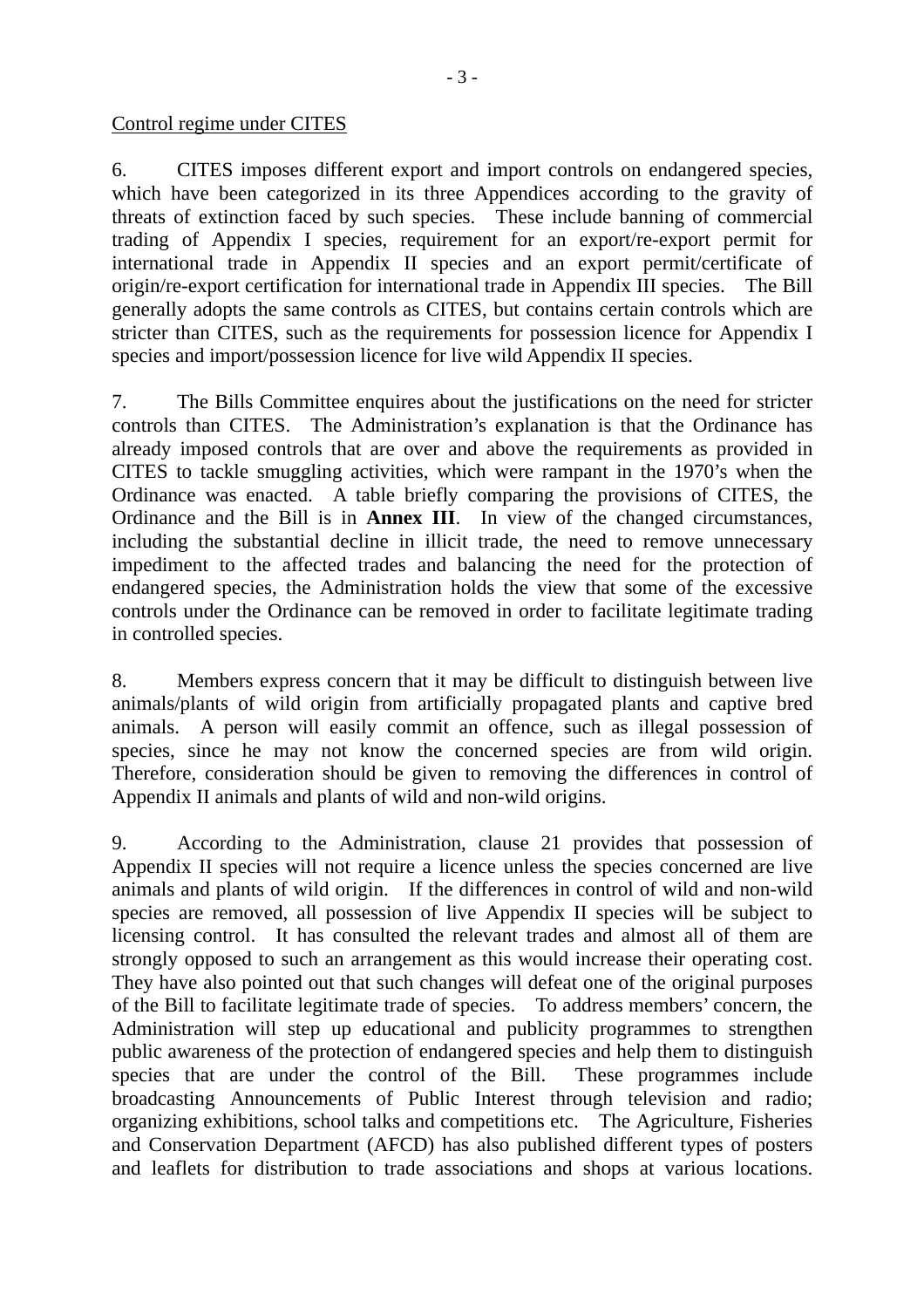Control regime under CITES

6. CITES imposes different export and import controls on endangered species, which have been categorized in its three Appendices according to the gravity of threats of extinction faced by such species. These include banning of commercial trading of Appendix I species, requirement for an export/re-export permit for international trade in Appendix II species and an export permit/certificate of origin/re-export certification for international trade in Appendix III species. The Bill generally adopts the same controls as CITES, but contains certain controls which are stricter than CITES, such as the requirements for possession licence for Appendix I species and import/possession licence for live wild Appendix II species.

7. The Bills Committee enquires about the justifications on the need for stricter controls than CITES. The Administration's explanation is that the Ordinance has already imposed controls that are over and above the requirements as provided in CITES to tackle smuggling activities, which were rampant in the 1970's when the Ordinance was enacted. A table briefly comparing the provisions of CITES, the Ordinance and the Bill is in **Annex III**. In view of the changed circumstances, including the substantial decline in illicit trade, the need to remove unnecessary impediment to the affected trades and balancing the need for the protection of endangered species, the Administration holds the view that some of the excessive controls under the Ordinance can be removed in order to facilitate legitimate trading in controlled species.

8. Members express concern that it may be difficult to distinguish between live animals/plants of wild origin from artificially propagated plants and captive bred animals. A person will easily commit an offence, such as illegal possession of species, since he may not know the concerned species are from wild origin. Therefore, consideration should be given to removing the differences in control of Appendix II animals and plants of wild and non-wild origins.

9. According to the Administration, clause 21 provides that possession of Appendix II species will not require a licence unless the species concerned are live animals and plants of wild origin. If the differences in control of wild and non-wild species are removed, all possession of live Appendix II species will be subject to licensing control. It has consulted the relevant trades and almost all of them are strongly opposed to such an arrangement as this would increase their operating cost. They have also pointed out that such changes will defeat one of the original purposes of the Bill to facilitate legitimate trade of species. To address members' concern, the Administration will step up educational and publicity programmes to strengthen public awareness of the protection of endangered species and help them to distinguish species that are under the control of the Bill. These programmes include broadcasting Announcements of Public Interest through television and radio; organizing exhibitions, school talks and competitions etc. The Agriculture, Fisheries and Conservation Department (AFCD) has also published different types of posters and leaflets for distribution to trade associations and shops at various locations.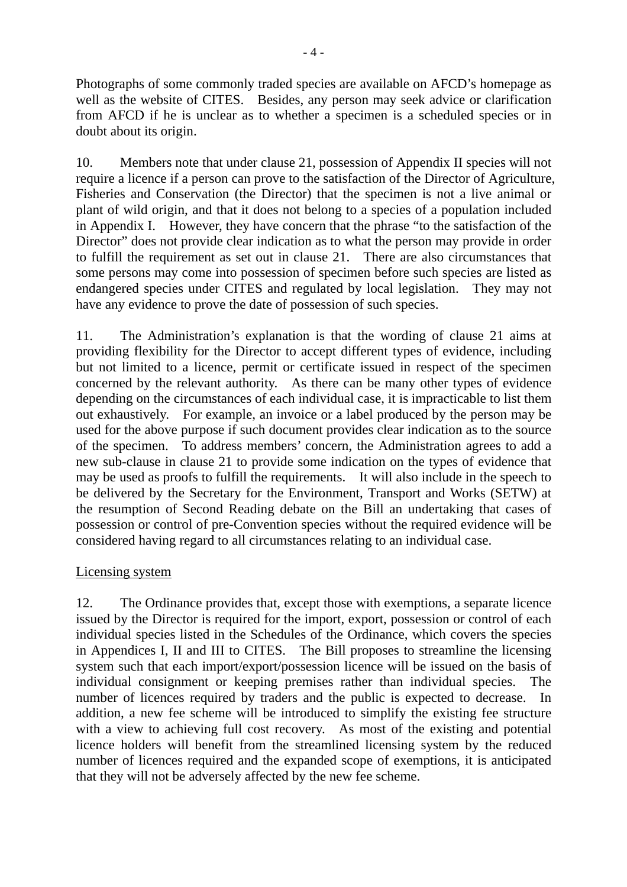Photographs of some commonly traded species are available on AFCD's homepage as well as the website of CITES. Besides, any person may seek advice or clarification from AFCD if he is unclear as to whether a specimen is a scheduled species or in doubt about its origin.

10. Members note that under clause 21, possession of Appendix II species will not require a licence if a person can prove to the satisfaction of the Director of Agriculture, Fisheries and Conservation (the Director) that the specimen is not a live animal or plant of wild origin, and that it does not belong to a species of a population included in Appendix I. However, they have concern that the phrase "to the satisfaction of the Director" does not provide clear indication as to what the person may provide in order to fulfill the requirement as set out in clause 21. There are also circumstances that some persons may come into possession of specimen before such species are listed as endangered species under CITES and regulated by local legislation. They may not have any evidence to prove the date of possession of such species.

11. The Administration's explanation is that the wording of clause 21 aims at providing flexibility for the Director to accept different types of evidence, including but not limited to a licence, permit or certificate issued in respect of the specimen concerned by the relevant authority. As there can be many other types of evidence depending on the circumstances of each individual case, it is impracticable to list them out exhaustively. For example, an invoice or a label produced by the person may be used for the above purpose if such document provides clear indication as to the source of the specimen. To address members' concern, the Administration agrees to add a new sub-clause in clause 21 to provide some indication on the types of evidence that may be used as proofs to fulfill the requirements. It will also include in the speech to be delivered by the Secretary for the Environment, Transport and Works (SETW) at the resumption of Second Reading debate on the Bill an undertaking that cases of possession or control of pre-Convention species without the required evidence will be considered having regard to all circumstances relating to an individual case.

Licensing system

12. The Ordinance provides that, except those with exemptions, a separate licence issued by the Director is required for the import, export, possession or control of each individual species listed in the Schedules of the Ordinance, which covers the species in Appendices I, II and III to CITES. The Bill proposes to streamline the licensing system such that each import/export/possession licence will be issued on the basis of individual consignment or keeping premises rather than individual species. The number of licences required by traders and the public is expected to decrease. In addition, a new fee scheme will be introduced to simplify the existing fee structure with a view to achieving full cost recovery. As most of the existing and potential licence holders will benefit from the streamlined licensing system by the reduced number of licences required and the expanded scope of exemptions, it is anticipated that they will not be adversely affected by the new fee scheme.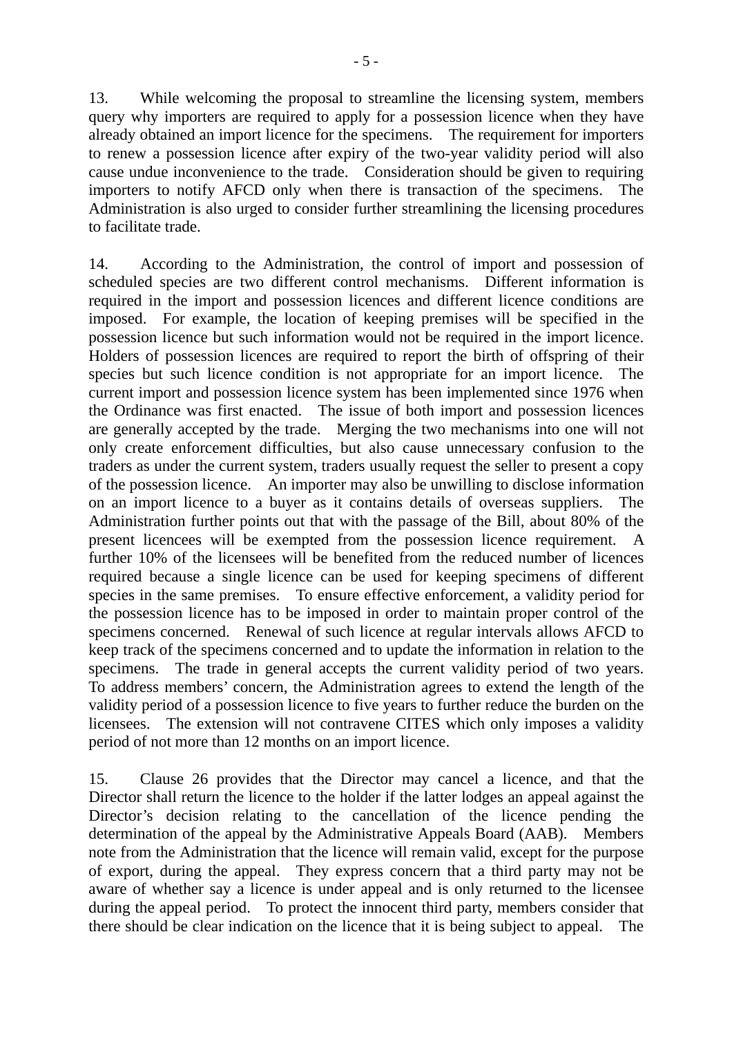13. While welcoming the proposal to streamline the licensing system, members query why importers are required to apply for a possession licence when they have already obtained an import licence for the specimens. The requirement for importers to renew a possession licence after expiry of the two-year validity period will also cause undue inconvenience to the trade. Consideration should be given to requiring importers to notify AFCD only when there is transaction of the specimens. The Administration is also urged to consider further streamlining the licensing procedures to facilitate trade.

14. According to the Administration, the control of import and possession of scheduled species are two different control mechanisms. Different information is required in the import and possession licences and different licence conditions are imposed. For example, the location of keeping premises will be specified in the possession licence but such information would not be required in the import licence. Holders of possession licences are required to report the birth of offspring of their species but such licence condition is not appropriate for an import licence. The current import and possession licence system has been implemented since 1976 when the Ordinance was first enacted. The issue of both import and possession licences are generally accepted by the trade. Merging the two mechanisms into one will not only create enforcement difficulties, but also cause unnecessary confusion to the traders as under the current system, traders usually request the seller to present a copy of the possession licence. An importer may also be unwilling to disclose information on an import licence to a buyer as it contains details of overseas suppliers. The Administration further points out that with the passage of the Bill, about 80% of the present licencees will be exempted from the possession licence requirement. A further 10% of the licensees will be benefited from the reduced number of licences required because a single licence can be used for keeping specimens of different species in the same premises. To ensure effective enforcement, a validity period for the possession licence has to be imposed in order to maintain proper control of the specimens concerned. Renewal of such licence at regular intervals allows AFCD to keep track of the specimens concerned and to update the information in relation to the specimens. The trade in general accepts the current validity period of two years. To address members' concern, the Administration agrees to extend the length of the validity period of a possession licence to five years to further reduce the burden on the licensees. The extension will not contravene CITES which only imposes a validity period of not more than 12 months on an import licence.

15. Clause 26 provides that the Director may cancel a licence, and that the Director shall return the licence to the holder if the latter lodges an appeal against the Director's decision relating to the cancellation of the licence pending the determination of the appeal by the Administrative Appeals Board (AAB). Members note from the Administration that the licence will remain valid, except for the purpose of export, during the appeal. They express concern that a third party may not be aware of whether say a licence is under appeal and is only returned to the licensee during the appeal period. To protect the innocent third party, members consider that there should be clear indication on the licence that it is being subject to appeal. The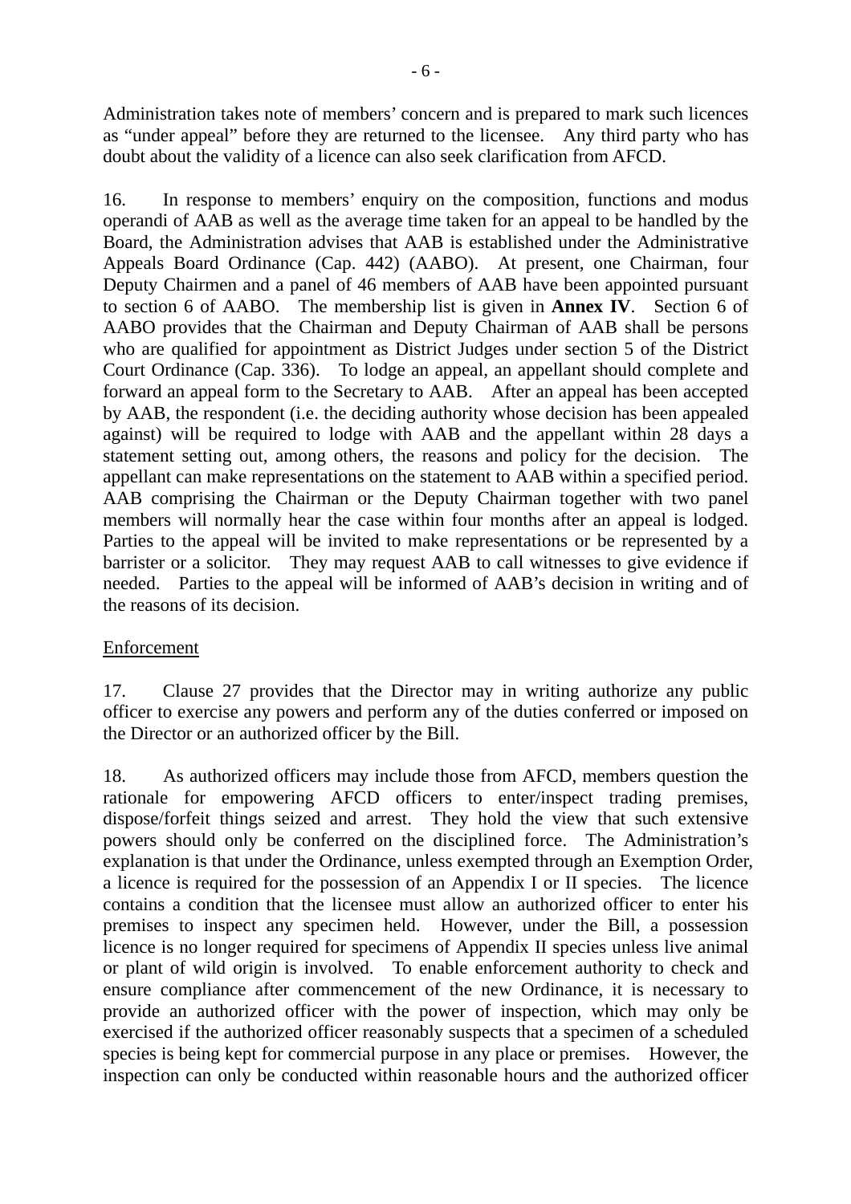Administration takes note of members' concern and is prepared to mark such licences as "under appeal" before they are returned to the licensee. Any third party who has doubt about the validity of a licence can also seek clarification from AFCD.

16. In response to members' enquiry on the composition, functions and modus operandi of AAB as well as the average time taken for an appeal to be handled by the Board, the Administration advises that AAB is established under the Administrative Appeals Board Ordinance (Cap. 442) (AABO). At present, one Chairman, four Deputy Chairmen and a panel of 46 members of AAB have been appointed pursuant to section 6 of AABO. The membership list is given in **Annex IV**. Section 6 of AABO provides that the Chairman and Deputy Chairman of AAB shall be persons who are qualified for appointment as District Judges under section 5 of the District Court Ordinance (Cap. 336). To lodge an appeal, an appellant should complete and forward an appeal form to the Secretary to AAB. After an appeal has been accepted by AAB, the respondent (i.e. the deciding authority whose decision has been appealed against) will be required to lodge with AAB and the appellant within 28 days a statement setting out, among others, the reasons and policy for the decision. The appellant can make representations on the statement to AAB within a specified period. AAB comprising the Chairman or the Deputy Chairman together with two panel members will normally hear the case within four months after an appeal is lodged. Parties to the appeal will be invited to make representations or be represented by a barrister or a solicitor. They may request AAB to call witnesses to give evidence if needed. Parties to the appeal will be informed of AAB's decision in writing and of the reasons of its decision.

<u>Enforcement</u>

17. Clause 27 provides that the Director may in writing authorize any public officer to exercise any powers and perform any of the duties conferred or imposed on the Director or an authorized officer by the Bill.

18. As authorized officers may include those from AFCD, members question the rationale for empowering AFCD officers to enter/inspect trading premises, dispose/forfeit things seized and arrest. They hold the view that such extensive powers should only be conferred on the disciplined force. The Administration's explanation is that under the Ordinance, unless exempted through an Exemption Order, a licence is required for the possession of an Appendix I or II species. The licence contains a condition that the licensee must allow an authorized officer to enter his premises to inspect any specimen held. However, under the Bill, a possession licence is no longer required for specimens of Appendix II species unless live animal or plant of wild origin is involved. To enable enforcement authority to check and ensure compliance after commencement of the new Ordinance, it is necessary to provide an authorized officer with the power of inspection, which may only be exercised if the authorized officer reasonably suspects that a specimen of a scheduled species is being kept for commercial purpose in any place or premises. However, the inspection can only be conducted within reasonable hours and the authorized officer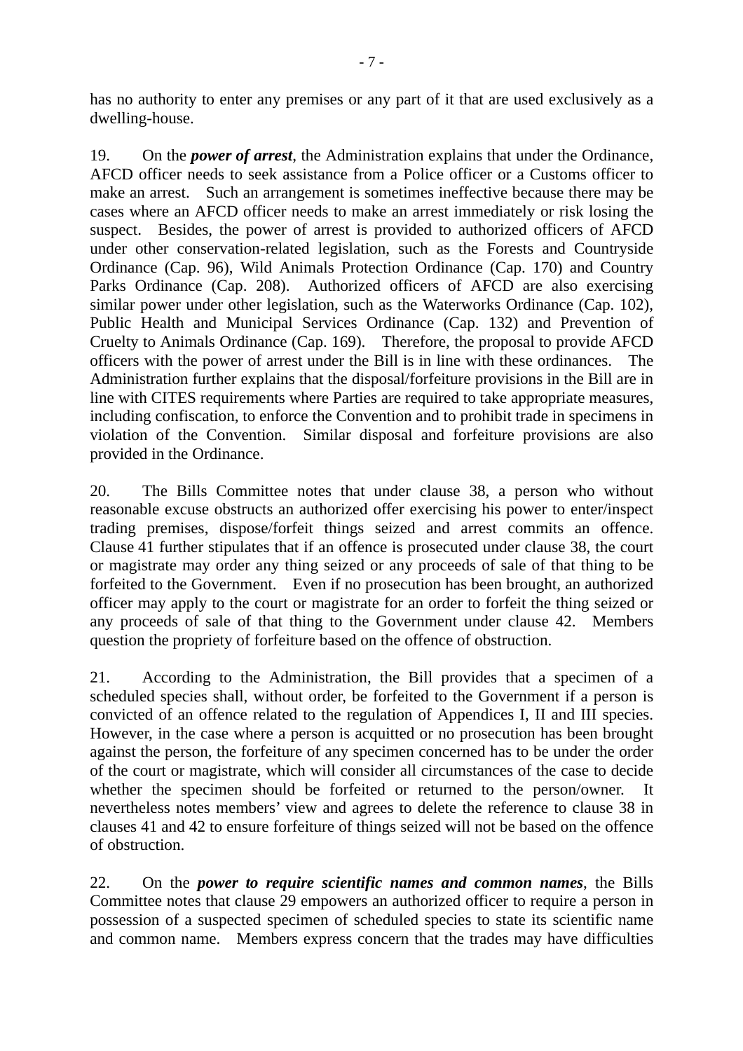has no authority to enter any premises or any part of it that are used exclusively as a dwelling-house.

19. On the ***power of arrest***, the Administration explains that under the Ordinance, AFCD officer needs to seek assistance from a Police officer or a Customs officer to make an arrest. Such an arrangement is sometimes ineffective because there may be cases where an AFCD officer needs to make an arrest immediately or risk losing the suspect. Besides, the power of arrest is provided to authorized officers of AFCD under other conservation-related legislation, such as the Forests and Countryside Ordinance (Cap. 96), Wild Animals Protection Ordinance (Cap. 170) and Country Parks Ordinance (Cap. 208). Authorized officers of AFCD are also exercising similar power under other legislation, such as the Waterworks Ordinance (Cap. 102), Public Health and Municipal Services Ordinance (Cap. 132) and Prevention of Cruelty to Animals Ordinance (Cap. 169). Therefore, the proposal to provide AFCD officers with the power of arrest under the Bill is in line with these ordinances. The Administration further explains that the disposal/forfeiture provisions in the Bill are in line with CITES requirements where Parties are required to take appropriate measures, including confiscation, to enforce the Convention and to prohibit trade in specimens in violation of the Convention. Similar disposal and forfeiture provisions are also provided in the Ordinance.

20. The Bills Committee notes that under clause 38, a person who without reasonable excuse obstructs an authorized offer exercising his power to enter/inspect trading premises, dispose/forfeit things seized and arrest commits an offence. Clause 41 further stipulates that if an offence is prosecuted under clause 38, the court or magistrate may order any thing seized or any proceeds of sale of that thing to be forfeited to the Government. Even if no prosecution has been brought, an authorized officer may apply to the court or magistrate for an order to forfeit the thing seized or any proceeds of sale of that thing to the Government under clause 42. Members question the propriety of forfeiture based on the offence of obstruction.

21. According to the Administration, the Bill provides that a specimen of a scheduled species shall, without order, be forfeited to the Government if a person is convicted of an offence related to the regulation of Appendices I, II and III species. However, in the case where a person is acquitted or no prosecution has been brought against the person, the forfeiture of any specimen concerned has to be under the order of the court or magistrate, which will consider all circumstances of the case to decide whether the specimen should be forfeited or returned to the person/owner. It nevertheless notes members' view and agrees to delete the reference to clause 38 in clauses 41 and 42 to ensure forfeiture of things seized will not be based on the offence of obstruction.

22. On the ***power to require scientific names and common names***, the Bills Committee notes that clause 29 empowers an authorized officer to require a person in possession of a suspected specimen of scheduled species to state its scientific name and common name. Members express concern that the trades may have difficulties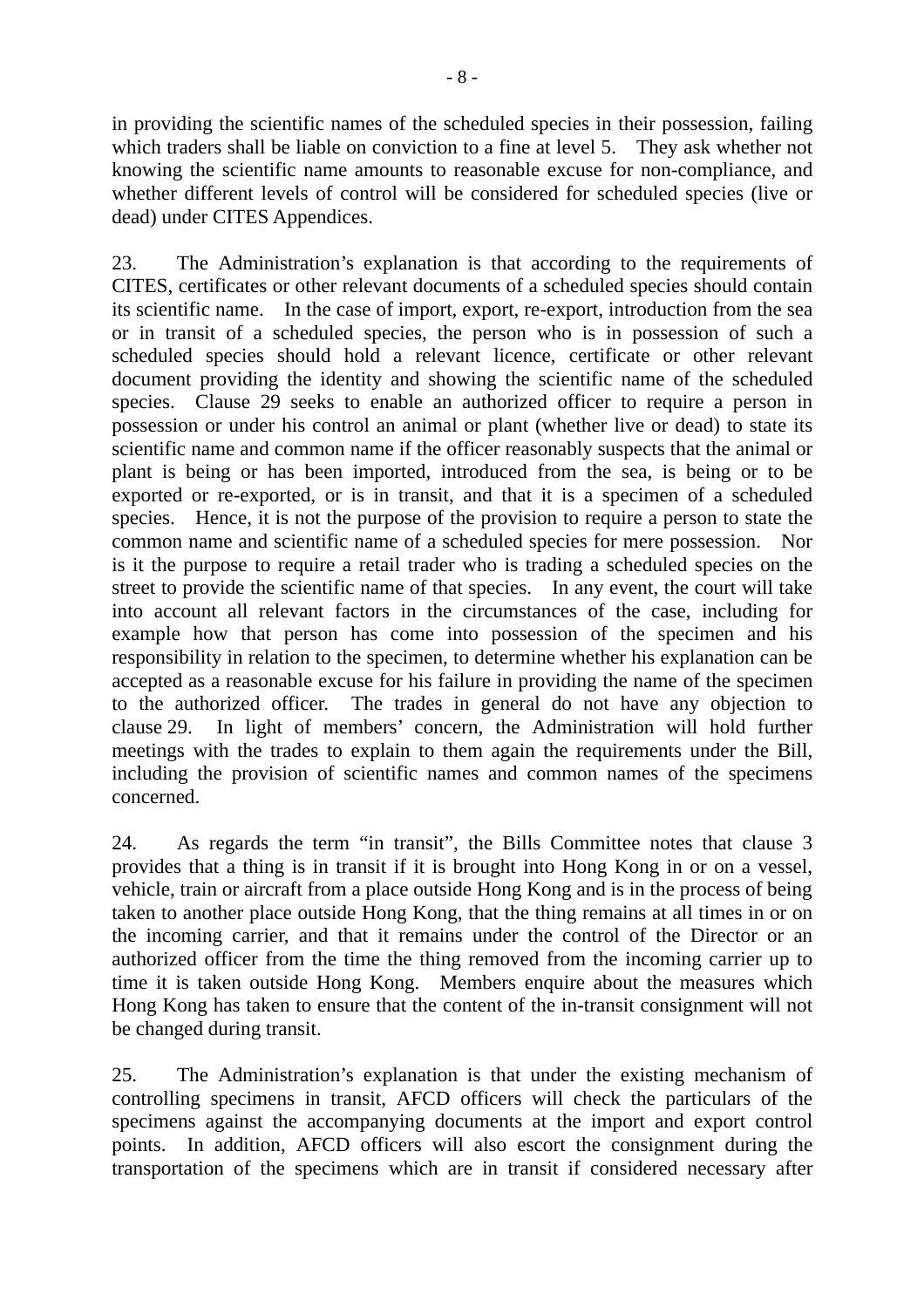in providing the scientific names of the scheduled species in their possession, failing which traders shall be liable on conviction to a fine at level 5. They ask whether not knowing the scientific name amounts to reasonable excuse for non-compliance, and whether different levels of control will be considered for scheduled species (live or dead) under CITES Appendices.

23. The Administration's explanation is that according to the requirements of CITES, certificates or other relevant documents of a scheduled species should contain its scientific name. In the case of import, export, re-export, introduction from the sea or in transit of a scheduled species, the person who is in possession of such a scheduled species should hold a relevant licence, certificate or other relevant document providing the identity and showing the scientific name of the scheduled species. Clause 29 seeks to enable an authorized officer to require a person in possession or under his control an animal or plant (whether live or dead) to state its scientific name and common name if the officer reasonably suspects that the animal or plant is being or has been imported, introduced from the sea, is being or to be exported or re-exported, or is in transit, and that it is a specimen of a scheduled species. Hence, it is not the purpose of the provision to require a person to state the common name and scientific name of a scheduled species for mere possession. Nor is it the purpose to require a retail trader who is trading a scheduled species on the street to provide the scientific name of that species. In any event, the court will take into account all relevant factors in the circumstances of the case, including for example how that person has come into possession of the specimen and his responsibility in relation to the specimen, to determine whether his explanation can be accepted as a reasonable excuse for his failure in providing the name of the specimen to the authorized officer. The trades in general do not have any objection to clause 29. In light of members' concern, the Administration will hold further meetings with the trades to explain to them again the requirements under the Bill, including the provision of scientific names and common names of the specimens concerned.

24. As regards the term "in transit", the Bills Committee notes that clause 3 provides that a thing is in transit if it is brought into Hong Kong in or on a vessel, vehicle, train or aircraft from a place outside Hong Kong and is in the process of being taken to another place outside Hong Kong, that the thing remains at all times in or on the incoming carrier, and that it remains under the control of the Director or an authorized officer from the time the thing removed from the incoming carrier up to time it is taken outside Hong Kong. Members enquire about the measures which Hong Kong has taken to ensure that the content of the in-transit consignment will not be changed during transit.

25. The Administration's explanation is that under the existing mechanism of controlling specimens in transit, AFCD officers will check the particulars of the specimens against the accompanying documents at the import and export control points. In addition, AFCD officers will also escort the consignment during the transportation of the specimens which are in transit if considered necessary after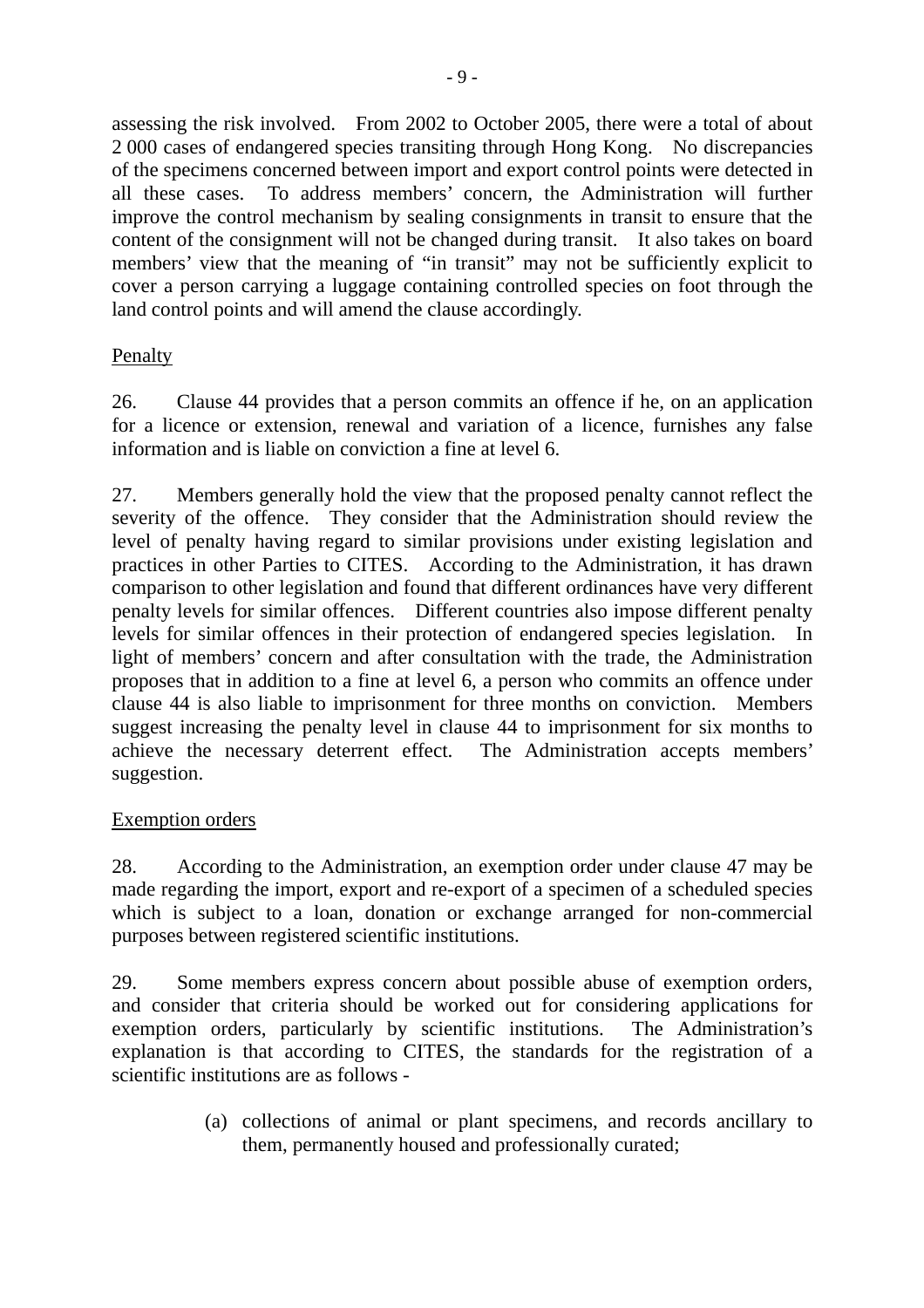assessing the risk involved. From 2002 to October 2005, there were a total of about 2 000 cases of endangered species transiting through Hong Kong. No discrepancies of the specimens concerned between import and export control points were detected in all these cases. To address members' concern, the Administration will further improve the control mechanism by sealing consignments in transit to ensure that the content of the consignment will not be changed during transit. It also takes on board members' view that the meaning of "in transit" may not be sufficiently explicit to cover a person carrying a luggage containing controlled species on foot through the land control points and will amend the clause accordingly.

<u>Penalty</u>

26. Clause 44 provides that a person commits an offence if he, on an application for a licence or extension, renewal and variation of a licence, furnishes any false information and is liable on conviction a fine at level 6.

27. Members generally hold the view that the proposed penalty cannot reflect the severity of the offence. They consider that the Administration should review the level of penalty having regard to similar provisions under existing legislation and practices in other Parties to CITES. According to the Administration, it has drawn comparison to other legislation and found that different ordinances have very different penalty levels for similar offences. Different countries also impose different penalty levels for similar offences in their protection of endangered species legislation. In light of members' concern and after consultation with the trade, the Administration proposes that in addition to a fine at level 6, a person who commits an offence under clause 44 is also liable to imprisonment for three months on conviction. Members suggest increasing the penalty level in clause 44 to imprisonment for six months to achieve the necessary deterrent effect. The Administration accepts members' suggestion.

<u>Exemption orders</u>

28. According to the Administration, an exemption order under clause 47 may be made regarding the import, export and re-export of a specimen of a scheduled species which is subject to a loan, donation or exchange arranged for non-commercial purposes between registered scientific institutions.

29. Some members express concern about possible abuse of exemption orders, and consider that criteria should be worked out for considering applications for exemption orders, particularly by scientific institutions. The Administration's explanation is that according to CITES, the standards for the registration of a scientific institutions are as follows -

(a) collections of animal or plant specimens, and records ancillary to them, permanently housed and professionally curated;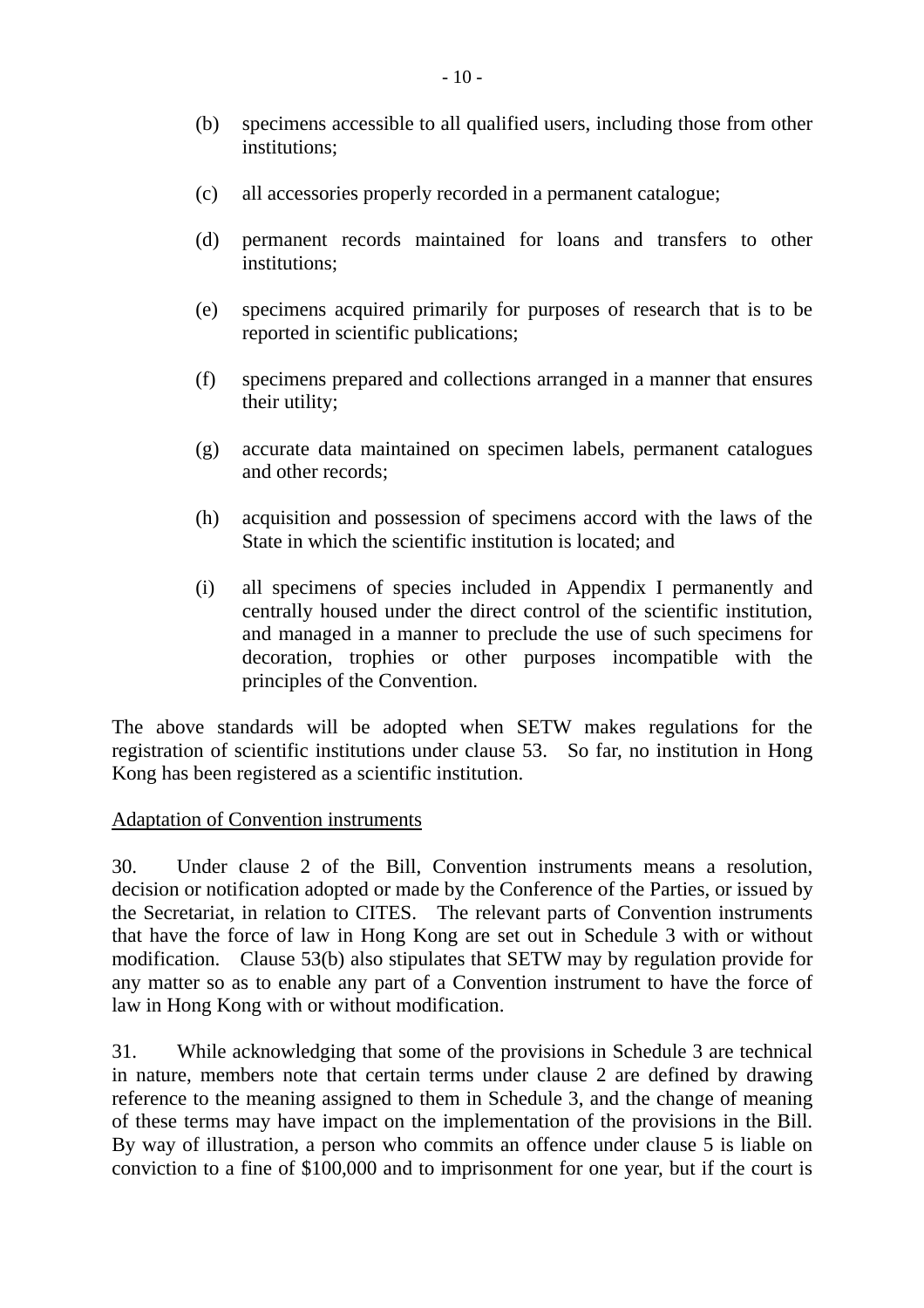(b) specimens accessible to all qualified users, including those from other institutions;

(c) all accessories properly recorded in a permanent catalogue;

(d) permanent records maintained for loans and transfers to other institutions;

(e) specimens acquired primarily for purposes of research that is to be reported in scientific publications;

(f) specimens prepared and collections arranged in a manner that ensures their utility;

(g) accurate data maintained on specimen labels, permanent catalogues and other records;

(h) acquisition and possession of specimens accord with the laws of the State in which the scientific institution is located; and

(i) all specimens of species included in Appendix I permanently and centrally housed under the direct control of the scientific institution, and managed in a manner to preclude the use of such specimens for decoration, trophies or other purposes incompatible with the principles of the Convention.

The above standards will be adopted when SETW makes regulations for the registration of scientific institutions under clause 53. So far, no institution in Hong Kong has been registered as a scientific institution.

<u>Adaptation of Convention instruments</u>

30. Under clause 2 of the Bill, Convention instruments means a resolution, decision or notification adopted or made by the Conference of the Parties, or issued by the Secretariat, in relation to CITES. The relevant parts of Convention instruments that have the force of law in Hong Kong are set out in Schedule 3 with or without modification. Clause 53(b) also stipulates that SETW may by regulation provide for any matter so as to enable any part of a Convention instrument to have the force of law in Hong Kong with or without modification.

31. While acknowledging that some of the provisions in Schedule 3 are technical in nature, members note that certain terms under clause 2 are defined by drawing reference to the meaning assigned to them in Schedule 3, and the change of meaning of these terms may have impact on the implementation of the provisions in the Bill. By way of illustration, a person who commits an offence under clause 5 is liable on conviction to a fine of $100,000 and to imprisonment for one year, but if the court is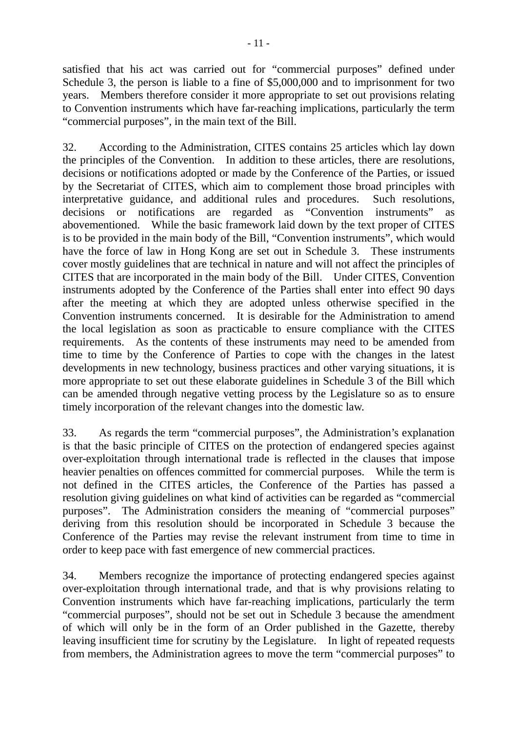satisfied that his act was carried out for "commercial purposes" defined under Schedule 3, the person is liable to a fine of $5,000,000 and to imprisonment for two years. Members therefore consider it more appropriate to set out provisions relating to Convention instruments which have far-reaching implications, particularly the term "commercial purposes", in the main text of the Bill.

32. According to the Administration, CITES contains 25 articles which lay down the principles of the Convention. In addition to these articles, there are resolutions, decisions or notifications adopted or made by the Conference of the Parties, or issued by the Secretariat of CITES, which aim to complement those broad principles with interpretative guidance, and additional rules and procedures. Such resolutions, decisions or notifications are regarded as "Convention instruments" as abovementioned. While the basic framework laid down by the text proper of CITES is to be provided in the main body of the Bill, "Convention instruments", which would have the force of law in Hong Kong are set out in Schedule 3. These instruments cover mostly guidelines that are technical in nature and will not affect the principles of CITES that are incorporated in the main body of the Bill. Under CITES, Convention instruments adopted by the Conference of the Parties shall enter into effect 90 days after the meeting at which they are adopted unless otherwise specified in the Convention instruments concerned. It is desirable for the Administration to amend the local legislation as soon as practicable to ensure compliance with the CITES requirements. As the contents of these instruments may need to be amended from time to time by the Conference of Parties to cope with the changes in the latest developments in new technology, business practices and other varying situations, it is more appropriate to set out these elaborate guidelines in Schedule 3 of the Bill which can be amended through negative vetting process by the Legislature so as to ensure timely incorporation of the relevant changes into the domestic law.

33. As regards the term "commercial purposes", the Administration's explanation is that the basic principle of CITES on the protection of endangered species against over-exploitation through international trade is reflected in the clauses that impose heavier penalties on offences committed for commercial purposes. While the term is not defined in the CITES articles, the Conference of the Parties has passed a resolution giving guidelines on what kind of activities can be regarded as "commercial purposes". The Administration considers the meaning of "commercial purposes" deriving from this resolution should be incorporated in Schedule 3 because the Conference of the Parties may revise the relevant instrument from time to time in order to keep pace with fast emergence of new commercial practices.

34. Members recognize the importance of protecting endangered species against over-exploitation through international trade, and that is why provisions relating to Convention instruments which have far-reaching implications, particularly the term "commercial purposes", should not be set out in Schedule 3 because the amendment of which will only be in the form of an Order published in the Gazette, thereby leaving insufficient time for scrutiny by the Legislature. In light of repeated requests from members, the Administration agrees to move the term "commercial purposes" to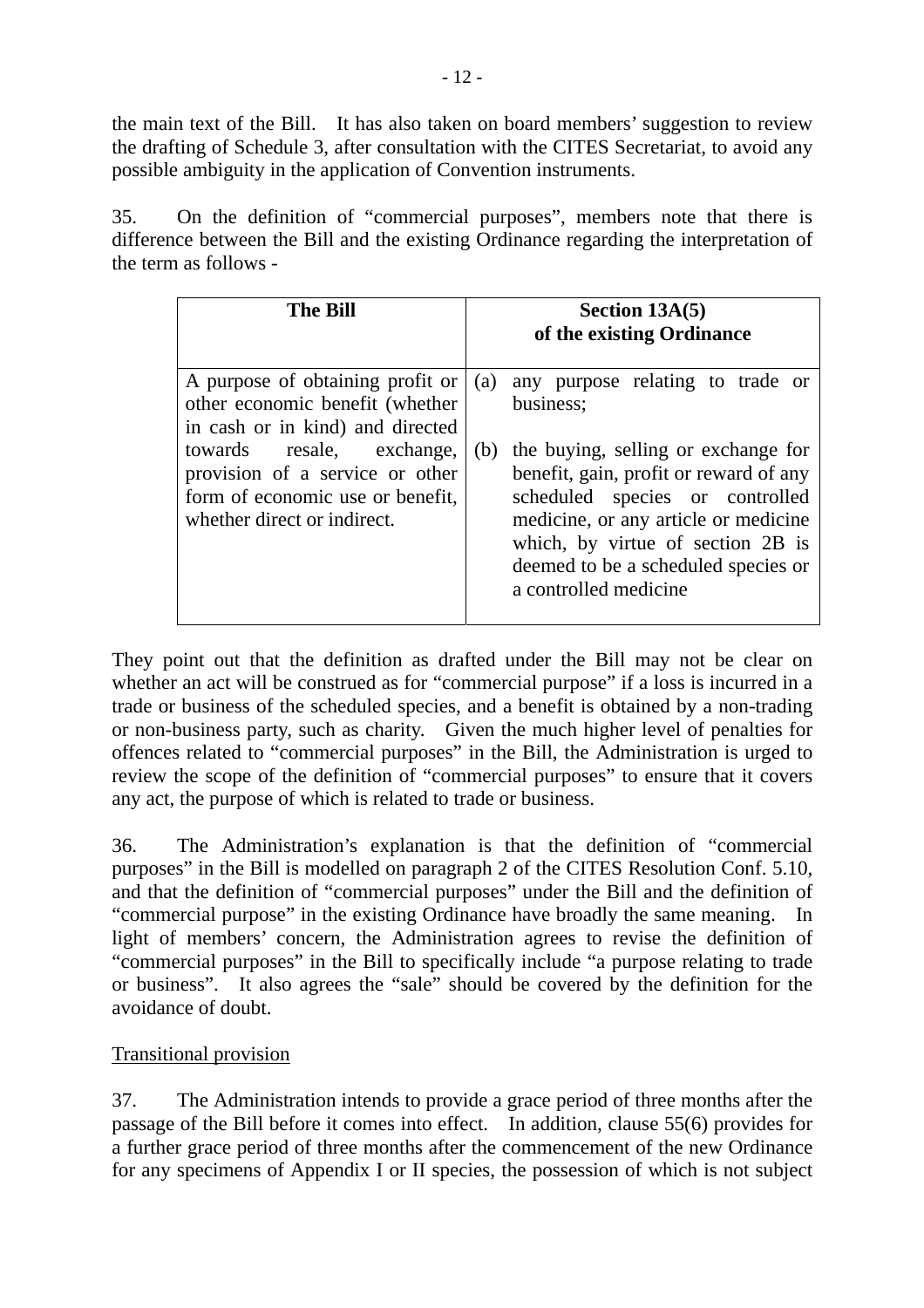the main text of the Bill. It has also taken on board members' suggestion to review the drafting of Schedule 3, after consultation with the CITES Secretariat, to avoid any possible ambiguity in the application of Convention instruments.

35. On the definition of "commercial purposes", members note that there is difference between the Bill and the existing Ordinance regarding the interpretation of the term as follows -

| The Bill | Section 13A(5) of the existing Ordinance |
|---|---|
| A purpose of obtaining profit or other economic benefit (whether in cash or in kind) and directed towards resale, exchange, provision of a service or other form of economic use or benefit, whether direct or indirect. | (a) any purpose relating to trade or business;<br><br>(b) the buying, selling or exchange for benefit, gain, profit or reward of any scheduled species or controlled medicine, or any article or medicine which, by virtue of section 2B is deemed to be a scheduled species or a controlled medicine |

They point out that the definition as drafted under the Bill may not be clear on whether an act will be construed as for "commercial purpose" if a loss is incurred in a trade or business of the scheduled species, and a benefit is obtained by a non-trading or non-business party, such as charity. Given the much higher level of penalties for offences related to "commercial purposes" in the Bill, the Administration is urged to review the scope of the definition of "commercial purposes" to ensure that it covers any act, the purpose of which is related to trade or business.

36. The Administration's explanation is that the definition of "commercial purposes" in the Bill is modelled on paragraph 2 of the CITES Resolution Conf. 5.10, and that the definition of "commercial purposes" under the Bill and the definition of "commercial purpose" in the existing Ordinance have broadly the same meaning. In light of members' concern, the Administration agrees to revise the definition of "commercial purposes" in the Bill to specifically include "a purpose relating to trade or business". It also agrees the "sale" should be covered by the definition for the avoidance of doubt.

<u>Transitional provision</u>

37. The Administration intends to provide a grace period of three months after the passage of the Bill before it comes into effect. In addition, clause 55(6) provides for a further grace period of three months after the commencement of the new Ordinance for any specimens of Appendix I or II species, the possession of which is not subject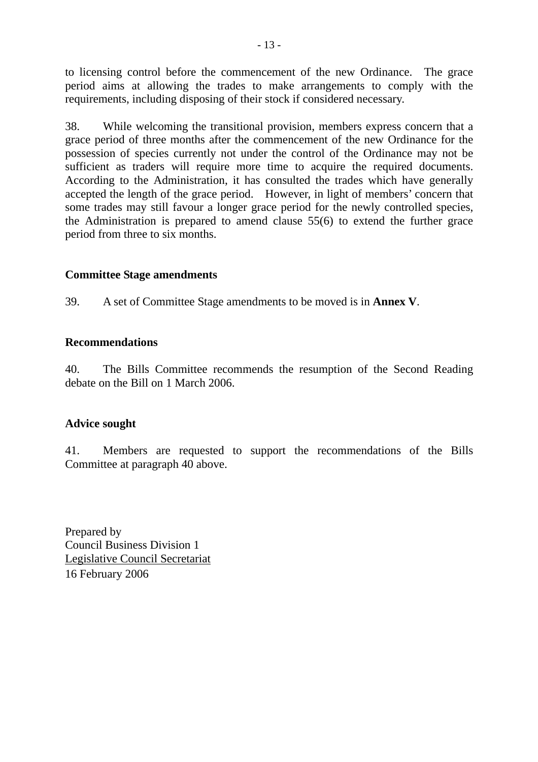to licensing control before the commencement of the new Ordinance. The grace period aims at allowing the trades to make arrangements to comply with the requirements, including disposing of their stock if considered necessary.

38. While welcoming the transitional provision, members express concern that a grace period of three months after the commencement of the new Ordinance for the possession of species currently not under the control of the Ordinance may not be sufficient as traders will require more time to acquire the required documents. According to the Administration, it has consulted the trades which have generally accepted the length of the grace period. However, in light of members' concern that some trades may still favour a longer grace period for the newly controlled species, the Administration is prepared to amend clause 55(6) to extend the further grace period from three to six months.

**Committee Stage amendments**

39. A set of Committee Stage amendments to be moved is in **Annex V**.

**Recommendations**

40. The Bills Committee recommends the resumption of the Second Reading debate on the Bill on 1 March 2006.

**Advice sought**

41. Members are requested to support the recommendations of the Bills Committee at paragraph 40 above.

Prepared by
Council Business Division 1
Legislative Council Secretariat
16 February 2006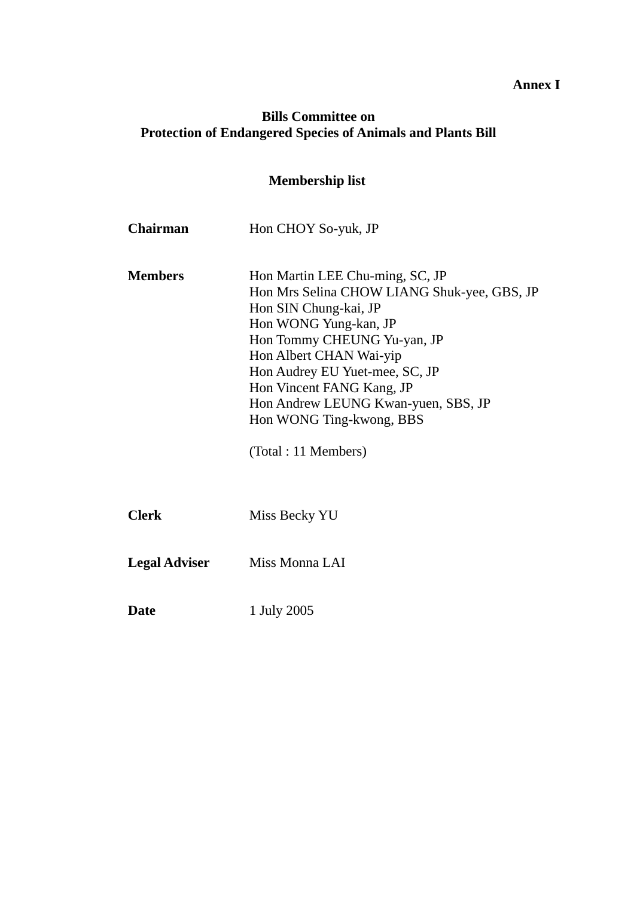**Annex I**

## Bills Committee on Protection of Endangered Species of Animals and Plants Bill

### Membership list

**Chairman** Hon CHOY So-yuk, JP

**Members** 
Hon Martin LEE Chu-ming, SC, JP
Hon Mrs Selina CHOW LIANG Shuk-yee, GBS, JP
Hon SIN Chung-kai, JP
Hon WONG Yung-kan, JP
Hon Tommy CHEUNG Yu-yan, JP
Hon Albert CHAN Wai-yip
Hon Audrey EU Yuet-mee, SC, JP
Hon Vincent FANG Kang, JP
Hon Andrew LEUNG Kwan-yuen, SBS, JP
Hon WONG Ting-kwong, BBS

(Total : 11 Members)

**Clerk** Miss Becky YU

**Legal Adviser** Miss Monna LAI

**Date** 1 July 2005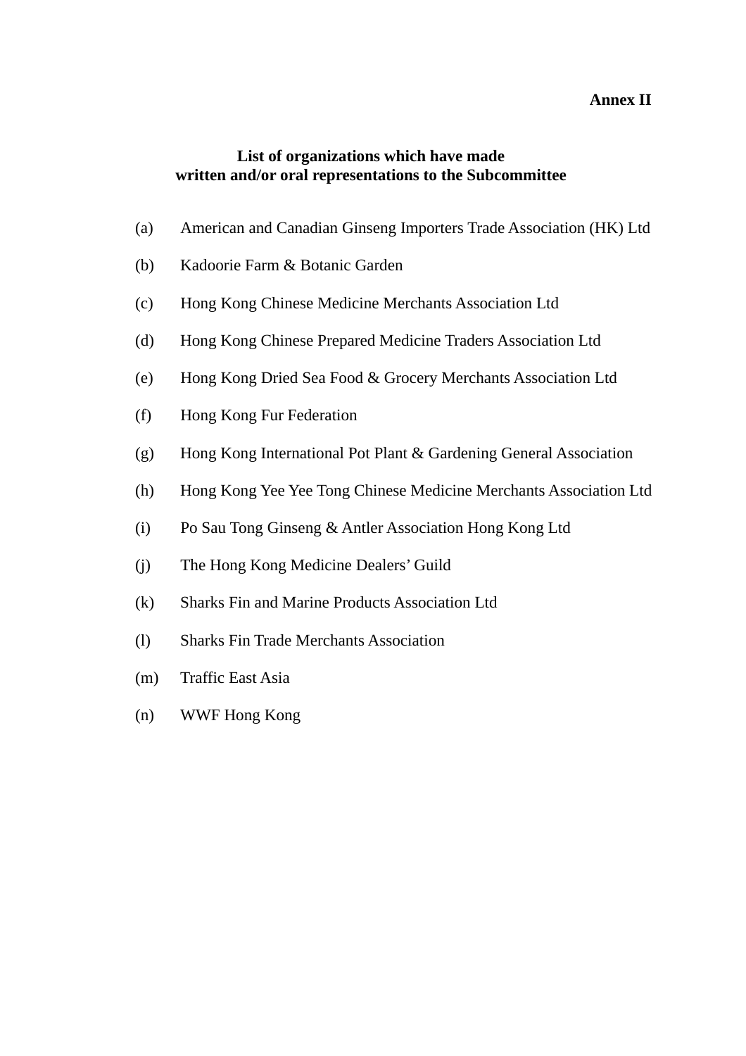**Annex II**

## List of organizations which have made written and/or oral representations to the Subcommittee

(a) American and Canadian Ginseng Importers Trade Association (HK) Ltd

(b) Kadoorie Farm & Botanic Garden

(c) Hong Kong Chinese Medicine Merchants Association Ltd

(d) Hong Kong Chinese Prepared Medicine Traders Association Ltd

(e) Hong Kong Dried Sea Food & Grocery Merchants Association Ltd

(f) Hong Kong Fur Federation

(g) Hong Kong International Pot Plant & Gardening General Association

(h) Hong Kong Yee Yee Tong Chinese Medicine Merchants Association Ltd

(i) Po Sau Tong Ginseng & Antler Association Hong Kong Ltd

(j) The Hong Kong Medicine Dealers' Guild

(k) Sharks Fin and Marine Products Association Ltd

(l) Sharks Fin Trade Merchants Association

(m) Traffic East Asia

(n) WWF Hong Kong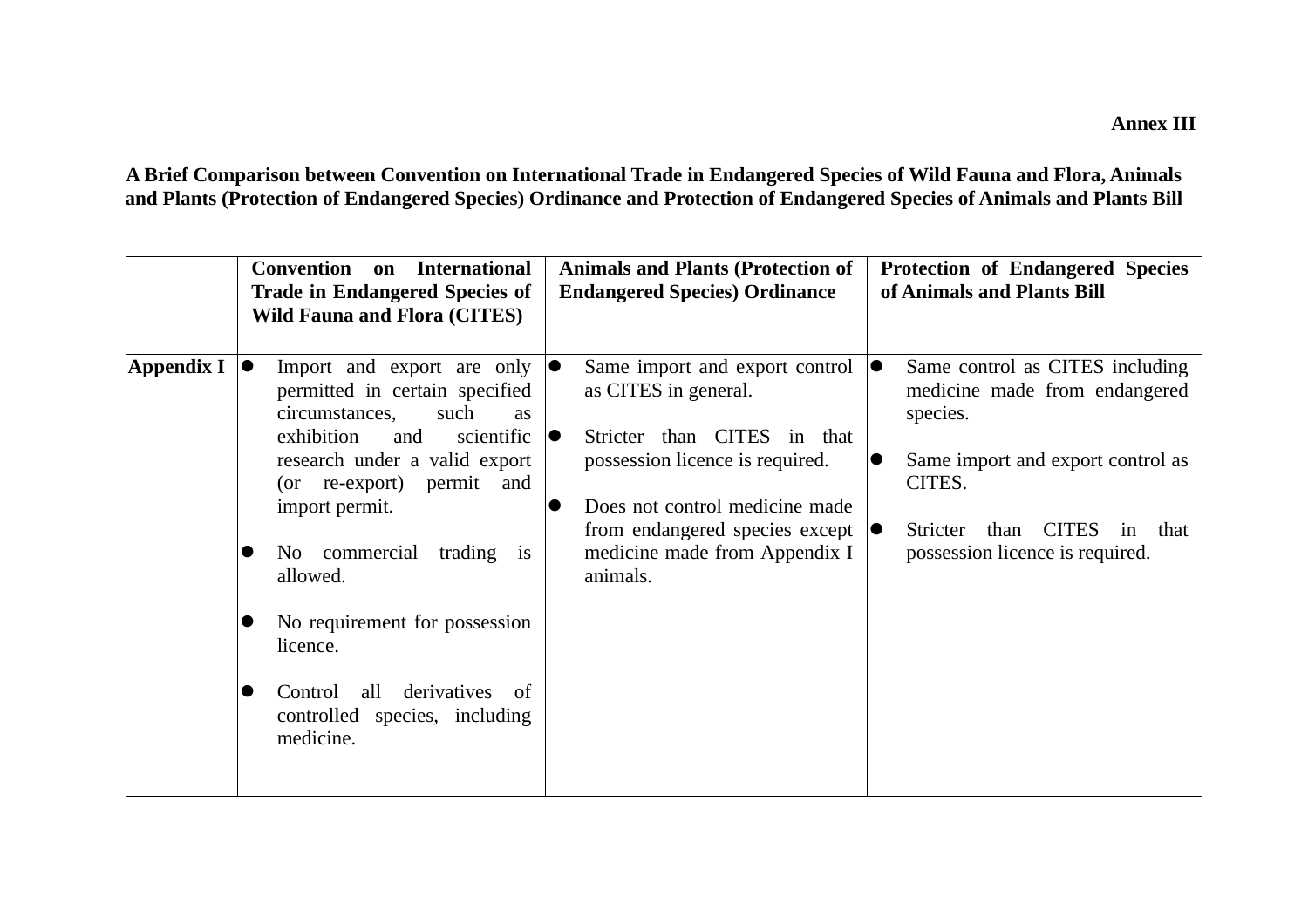**Annex III**

**A Brief Comparison between Convention on International Trade in Endangered Species of Wild Fauna and Flora, Animals and Plants (Protection of Endangered Species) Ordinance and Protection of Endangered Species of Animals and Plants Bill**

| | **Convention on International Trade in Endangered Species of Wild Fauna and Flora (CITES)** | **Animals and Plants (Protection of Endangered Species) Ordinance** | **Protection of Endangered Species of Animals and Plants Bill** |
|---|---|---|---|
| **Appendix I** | • Import and export are only permitted in certain specified circumstances, such as exhibition and scientific research under a valid export (or re-export) permit and import permit.<br><br>• No commercial trading is allowed.<br><br>• No requirement for possession licence.<br><br>• Control all derivatives of controlled species, including medicine. | • Same import and export control as CITES in general.<br><br>• Stricter than CITES in that possession licence is required.<br><br>• Does not control medicine made from endangered species except medicine made from Appendix I animals. | • Same control as CITES including medicine made from endangered species.<br><br>• Same import and export control as CITES.<br><br>• Stricter than CITES in that possession licence is required. |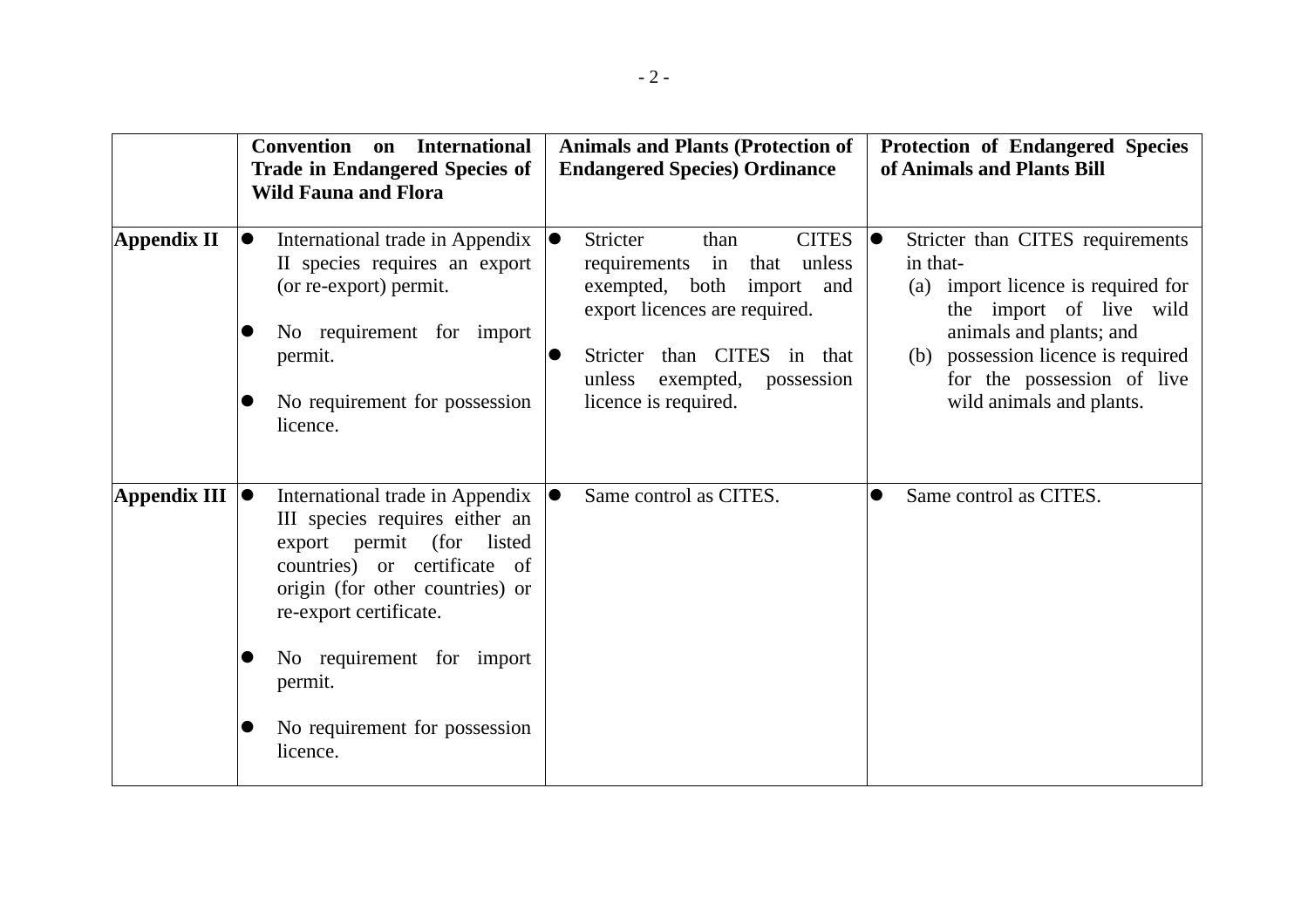| | Convention on International Trade in Endangered Species of Wild Fauna and Flora | Animals and Plants (Protection of Endangered Species) Ordinance | Protection of Endangered Species of Animals and Plants Bill |
|---|---|---|---|
| **Appendix II** | ● International trade in Appendix II species requires an export (or re-export) permit.<br><br>● No requirement for import permit.<br><br>● No requirement for possession licence. | ● Stricter than CITES requirements in that unless exempted, both import and export licences are required.<br><br>● Stricter than CITES in that unless exempted, possession licence is required. | ● Stricter than CITES requirements in that-<br>(a) import licence is required for the import of live wild animals and plants; and<br>(b) possession licence is required for the possession of live wild animals and plants. |
| **Appendix III** | ● International trade in Appendix III species requires either an export permit (for listed countries) or certificate of origin (for other countries) or re-export certificate.<br><br>● No requirement for import permit.<br><br>● No requirement for possession licence. | ● Same control as CITES. | ● Same control as CITES. |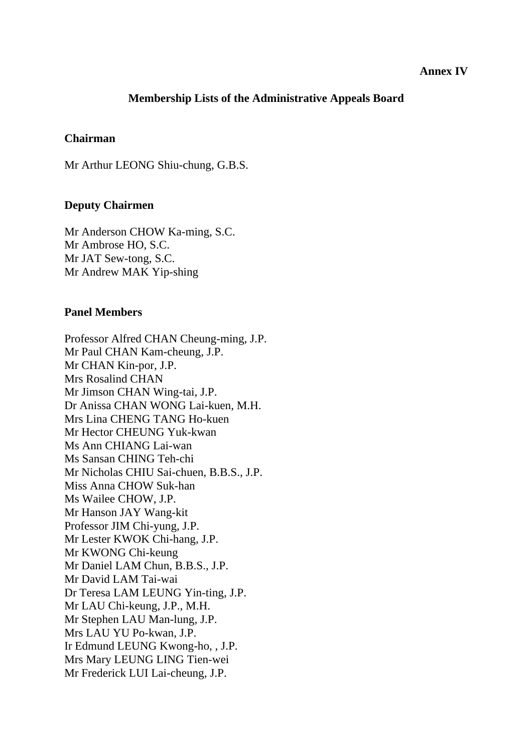**Annex IV**

## Membership Lists of the Administrative Appeals Board

### Chairman

Mr Arthur LEONG Shiu-chung, G.B.S.

### Deputy Chairmen

Mr Anderson CHOW Ka-ming, S.C.
Mr Ambrose HO, S.C.
Mr JAT Sew-tong, S.C.
Mr Andrew MAK Yip-shing

### Panel Members

Professor Alfred CHAN Cheung-ming, J.P.
Mr Paul CHAN Kam-cheung, J.P.
Mr CHAN Kin-por, J.P.
Mrs Rosalind CHAN
Mr Jimson CHAN Wing-tai, J.P.
Dr Anissa CHAN WONG Lai-kuen, M.H.
Mrs Lina CHENG TANG Ho-kuen
Mr Hector CHEUNG Yuk-kwan
Ms Ann CHIANG Lai-wan
Ms Sansan CHING Teh-chi
Mr Nicholas CHIU Sai-chuen, B.B.S., J.P.
Miss Anna CHOW Suk-han
Ms Wailee CHOW, J.P.
Mr Hanson JAY Wang-kit
Professor JIM Chi-yung, J.P.
Mr Lester KWOK Chi-hang, J.P.
Mr KWONG Chi-keung
Mr Daniel LAM Chun, B.B.S., J.P.
Mr David LAM Tai-wai
Dr Teresa LAM LEUNG Yin-ting, J.P.
Mr LAU Chi-keung, J.P., M.H.
Mr Stephen LAU Man-lung, J.P.
Mrs LAU YU Po-kwan, J.P.
Ir Edmund LEUNG Kwong-ho, , J.P.
Mrs Mary LEUNG LING Tien-wei
Mr Frederick LUI Lai-cheung, J.P.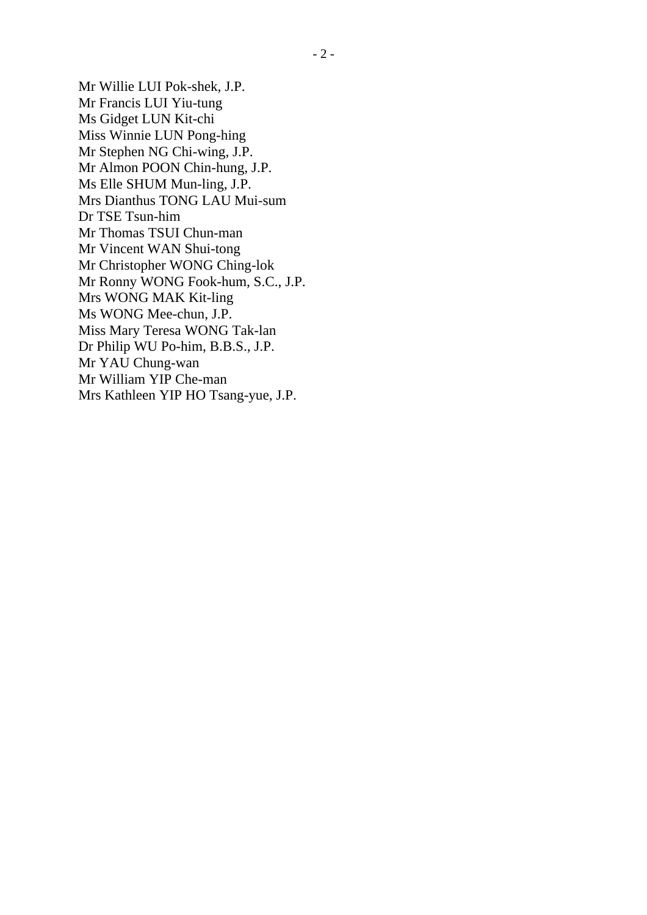Mr Willie LUI Pok-shek, J.P.
Mr Francis LUI Yiu-tung
Ms Gidget LUN Kit-chi
Miss Winnie LUN Pong-hing
Mr Stephen NG Chi-wing, J.P.
Mr Almon POON Chin-hung, J.P.
Ms Elle SHUM Mun-ling, J.P.
Mrs Dianthus TONG LAU Mui-sum
Dr TSE Tsun-him
Mr Thomas TSUI Chun-man
Mr Vincent WAN Shui-tong
Mr Christopher WONG Ching-lok
Mr Ronny WONG Fook-hum, S.C., J.P.
Mrs WONG MAK Kit-ling
Ms WONG Mee-chun, J.P.
Miss Mary Teresa WONG Tak-lan
Dr Philip WU Po-him, B.B.S., J.P.
Mr YAU Chung-wan
Mr William YIP Che-man
Mrs Kathleen YIP HO Tsang-yue, J.P.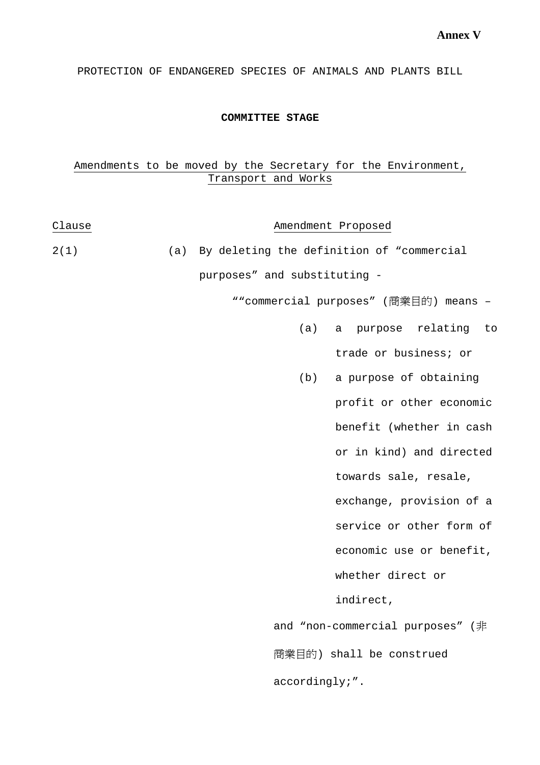**Annex V**

PROTECTION OF ENDANGERED SPECIES OF ANIMALS AND PLANTS BILL

**COMMITTEE STAGE**

Amendments to be moved by the Secretary for the Environment, Transport and Works

| Clause | Amendment Proposed |
|---|---|
| 2(1) | (a) By deleting the definition of “commercial purposes” and substituting - |

““commercial purposes” (商業目的) means –

(a) a purpose relating to trade or business; or

(b) a purpose of obtaining profit or other economic benefit (whether in cash or in kind) and directed towards sale, resale, exchange, provision of a service or other form of economic use or benefit, whether direct or indirect,

and “non-commercial purposes” (非商業目的) shall be construed accordingly;”.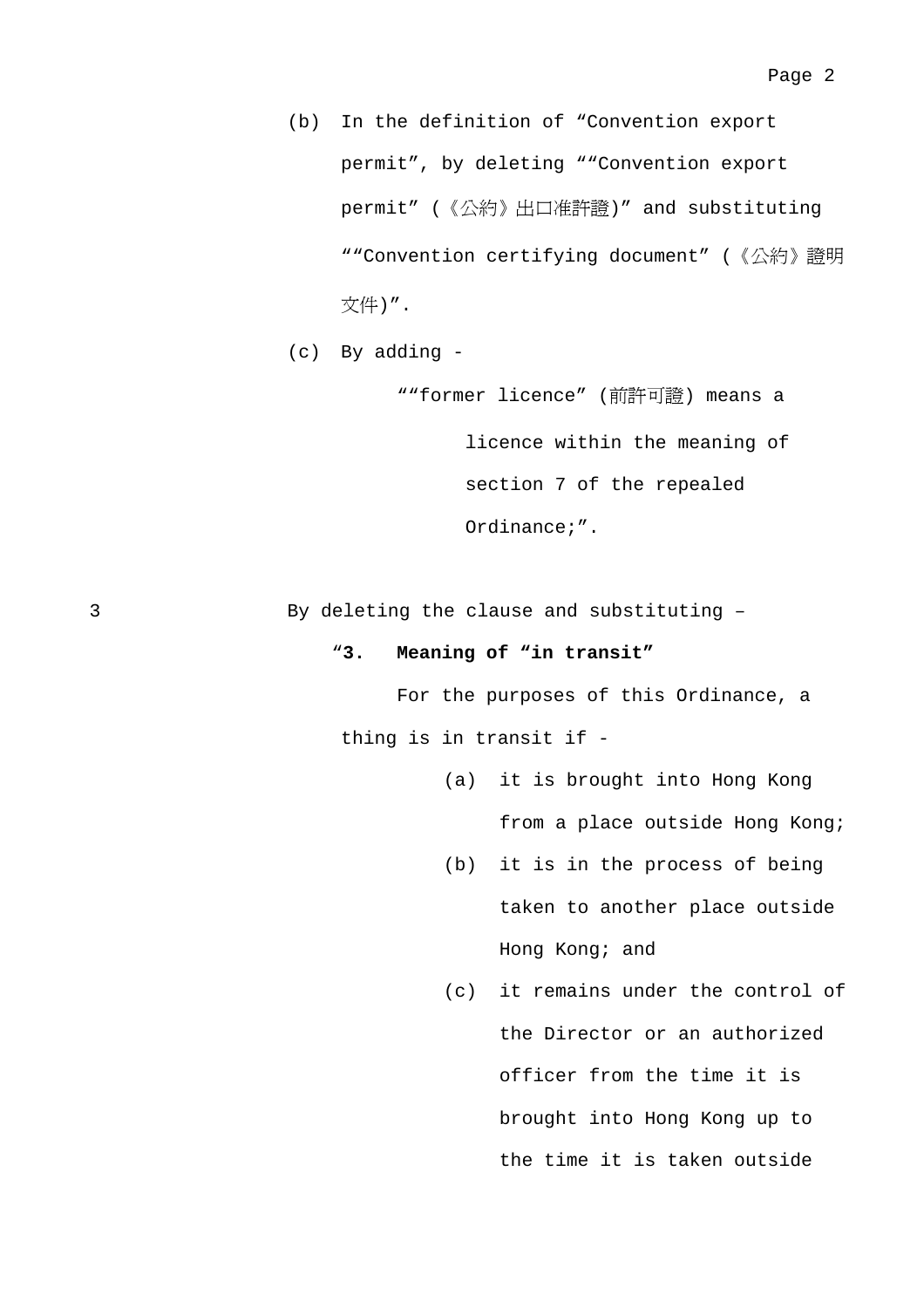(b) In the definition of "Convention export permit", by deleting ""Convention export permit" (《公約》出口准許證)" and substituting ""Convention certifying document" (《公約》證明文件)".

(c) By adding -

> ""former licence" (前許可證) means a licence within the meaning of section 7 of the repealed Ordinance;".

3 By deleting the clause and substituting –

> "**3. Meaning of "in transit"**
>
> For the purposes of this Ordinance, a thing is in transit if -
>
> (a) it is brought into Hong Kong from a place outside Hong Kong;
>
> (b) it is in the process of being taken to another place outside Hong Kong; and
>
> (c) it remains under the control of the Director or an authorized officer from the time it is brought into Hong Kong up to the time it is taken outside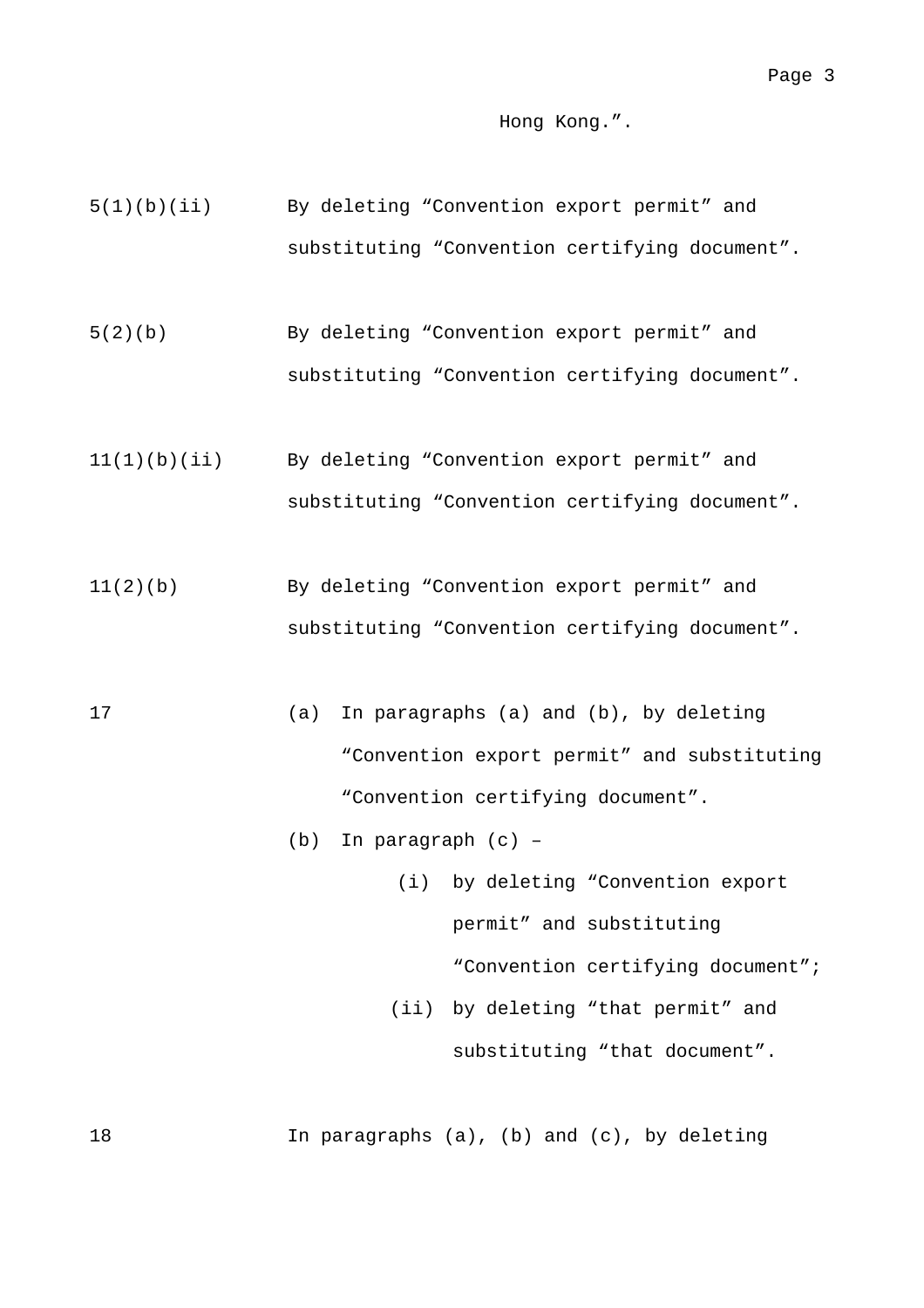Hong Kong.”.

| | |
|---|---|
| 5(1)(b)(ii) | By deleting “Convention export permit” and substituting “Convention certifying document”. |
| 5(2)(b) | By deleting “Convention export permit” and substituting “Convention certifying document”. |
| 11(1)(b)(ii) | By deleting “Convention export permit” and substituting “Convention certifying document”. |
| 11(2)(b) | By deleting “Convention export permit” and substituting “Convention certifying document”. |
| 17 | (a) In paragraphs (a) and (b), by deleting “Convention export permit” and substituting “Convention certifying document”.<br>(b) In paragraph (c) –<br>(i) by deleting “Convention export permit” and substituting “Convention certifying document”;<br>(ii) by deleting “that permit” and substituting “that document”. |
| 18 | In paragraphs (a), (b) and (c), by deleting |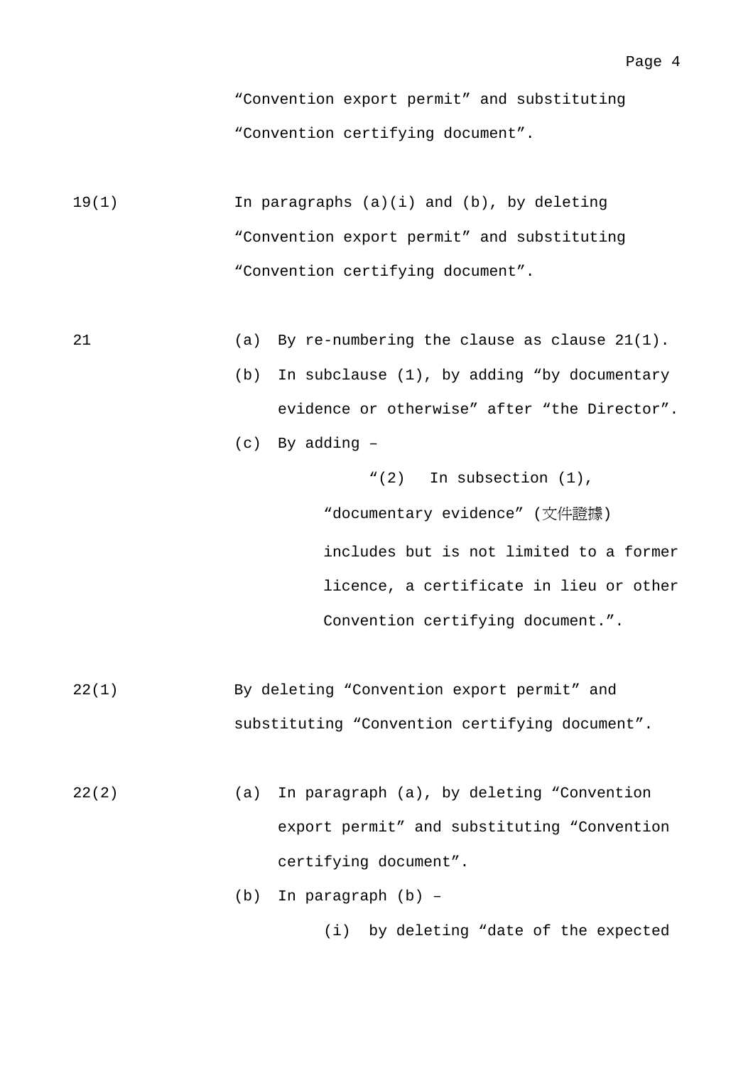"Convention export permit" and substituting "Convention certifying document".

| | |
|---|---|
| 19(1) | In paragraphs (a)(i) and (b), by deleting "Convention export permit" and substituting "Convention certifying document". |
| 21 | (a) By re-numbering the clause as clause 21(1).<br>(b) In subclause (1), by adding "by documentary evidence or otherwise" after "the Director".<br>(c) By adding –<br>"(2) In subsection (1), "documentary evidence" (文件證據) includes but is not limited to a former licence, a certificate in lieu or other Convention certifying document.". |
| 22(1) | By deleting "Convention export permit" and substituting "Convention certifying document". |
| 22(2) | (a) In paragraph (a), by deleting "Convention export permit" and substituting "Convention certifying document".<br>(b) In paragraph (b) –<br>(i) by deleting "date of the expected |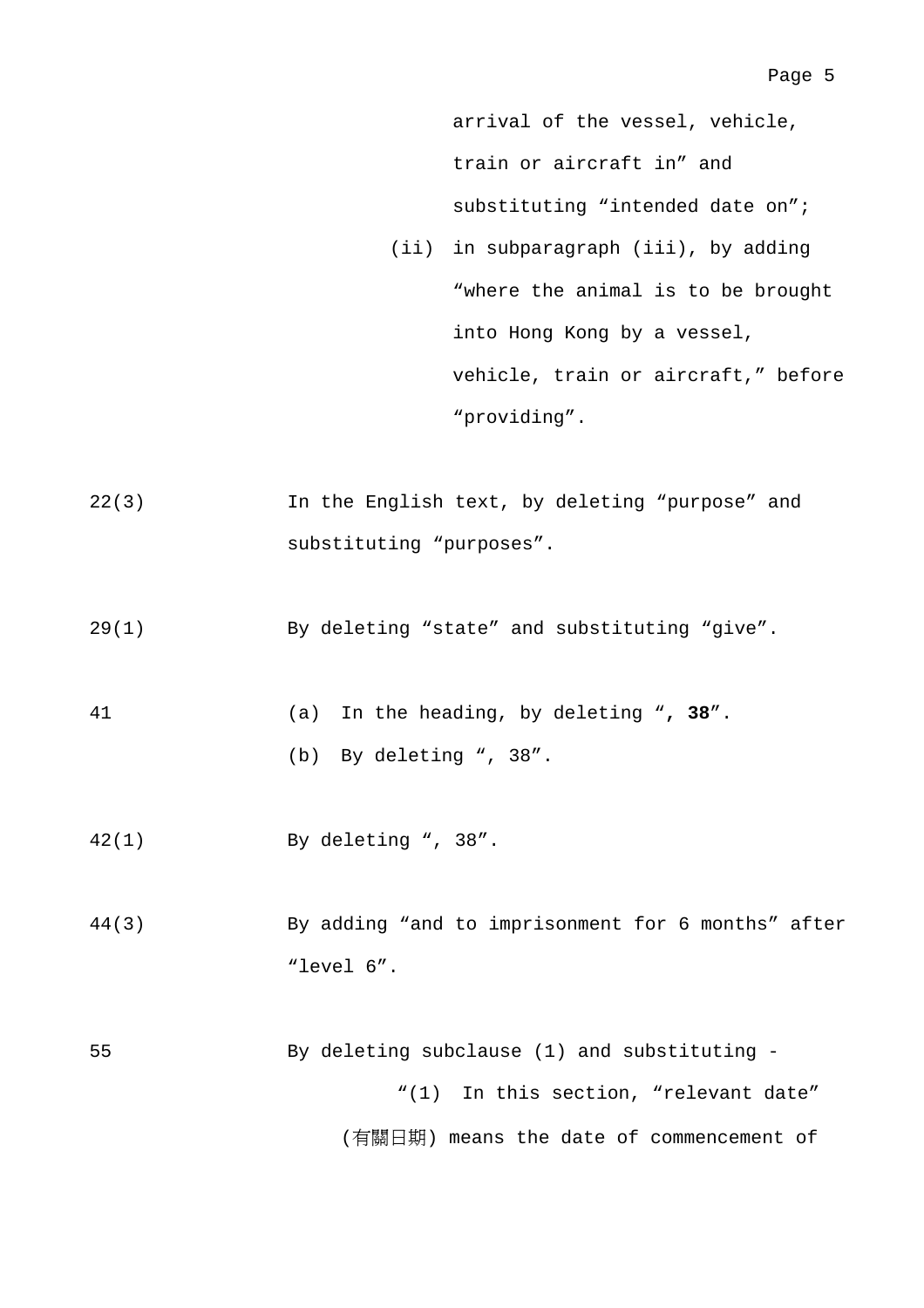arrival of the vessel, vehicle, train or aircraft in” and substituting “intended date on”;

(ii) in subparagraph (iii), by adding “where the animal is to be brought into Hong Kong by a vessel, vehicle, train or aircraft,” before “providing”.

| | |
|---|---|
| 22(3) | In the English text, by deleting “purpose” and substituting “purposes”. |
| 29(1) | By deleting “state” and substituting “give”. |
| 41 | (a) In the heading, by deleting “**, 38**”.<br>(b) By deleting “, 38”. |
| 42(1) | By deleting “, 38”. |
| 44(3) | By adding “and to imprisonment for 6 months” after “level 6”. |
| 55 | By deleting subclause (1) and substituting -<br>“(1) In this section, “relevant date” (有關日期) means the date of commencement of |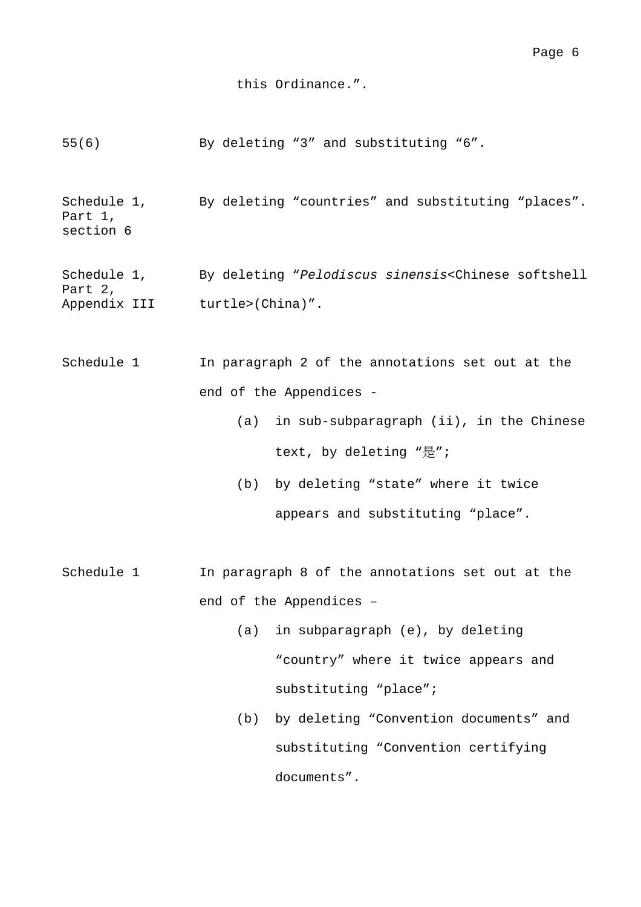this Ordinance.”.

| | |
|---|---|
| 55(6) | By deleting “3” and substituting “6”. |
| Schedule 1, Part 1, section 6 | By deleting “countries” and substituting “places”. |
| Schedule 1, Part 2, Appendix III | By deleting “*Pelodiscus sinensis*<Chinese softshell turtle>(China)”. |
| Schedule 1 | In paragraph 2 of the annotations set out at the end of the Appendices - (a) in sub-subparagraph (ii), in the Chinese text, by deleting “是”; (b) by deleting “state” where it twice appears and substituting “place”. |
| Schedule 1 | In paragraph 8 of the annotations set out at the end of the Appendices – (a) in subparagraph (e), by deleting “country” where it twice appears and substituting “place”; (b) by deleting “Convention documents” and substituting “Convention certifying documents”. |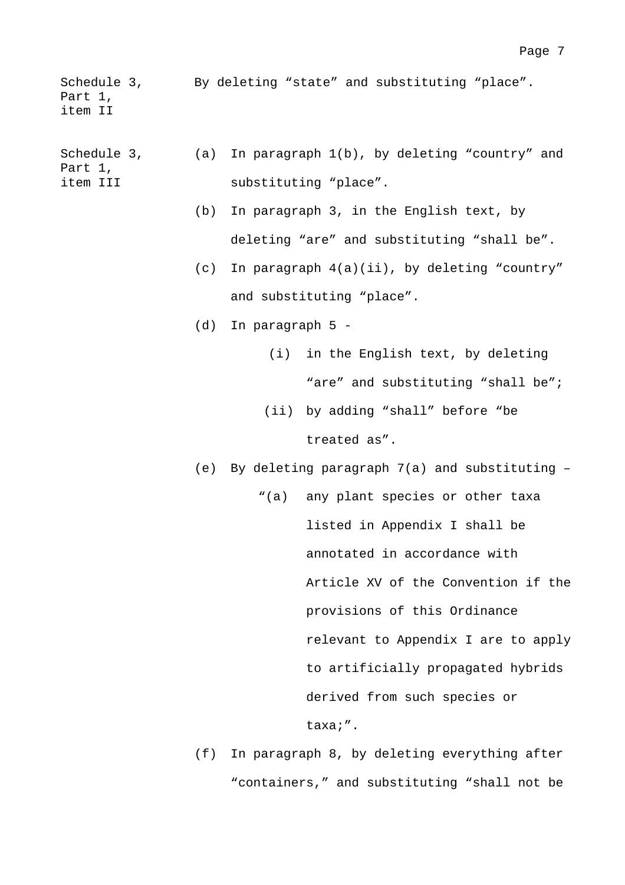Schedule 3, Part 1, item II — By deleting “state” and substituting “place”.

Schedule 3, Part 1, item III —

(a) In paragraph 1(b), by deleting “country” and substituting “place”.

(b) In paragraph 3, in the English text, by deleting “are” and substituting “shall be”.

(c) In paragraph 4(a)(ii), by deleting “country” and substituting “place”.

(d) In paragraph 5 -

  (i) in the English text, by deleting “are” and substituting “shall be”;

  (ii) by adding “shall” before “be treated as”.

(e) By deleting paragraph 7(a) and substituting –

  “(a) any plant species or other taxa listed in Appendix I shall be annotated in accordance with Article XV of the Convention if the provisions of this Ordinance relevant to Appendix I are to apply to artificially propagated hybrids derived from such species or taxa;”.

(f) In paragraph 8, by deleting everything after “containers,” and substituting “shall not be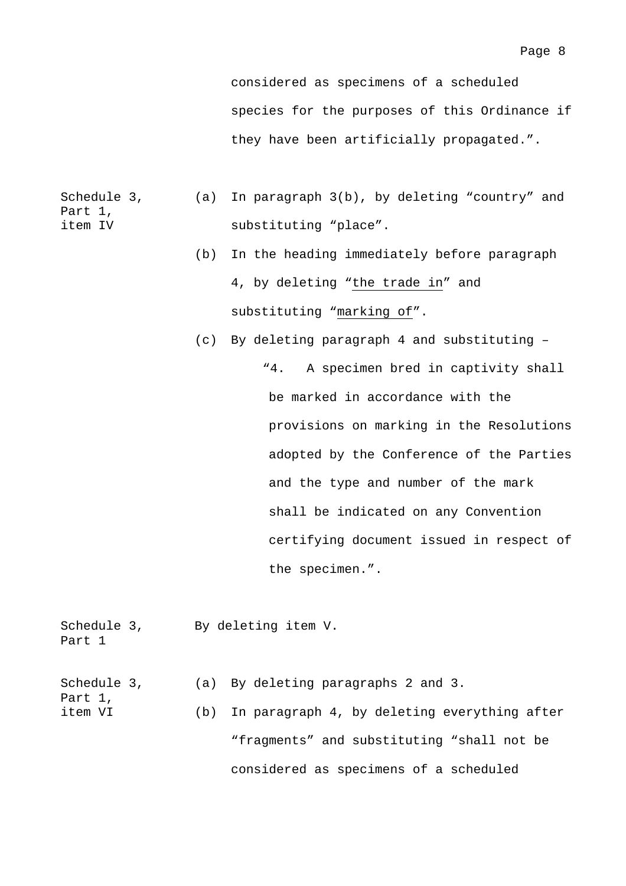considered as specimens of a scheduled species for the purposes of this Ordinance if they have been artificially propagated.".

Schedule 3, Part 1, item IV

(a) In paragraph 3(b), by deleting "country" and substituting "place".

(b) In the heading immediately before paragraph 4, by deleting "<u>the trade in</u>" and substituting "<u>marking of</u>".

(c) By deleting paragraph 4 and substituting –

> "4. A specimen bred in captivity shall be marked in accordance with the provisions on marking in the Resolutions adopted by the Conference of the Parties and the type and number of the mark shall be indicated on any Convention certifying document issued in respect of the specimen.".

Schedule 3, Part 1

By deleting item V.

Schedule 3, Part 1, item VI

(a) By deleting paragraphs 2 and 3.

(b) In paragraph 4, by deleting everything after "fragments" and substituting "shall not be considered as specimens of a scheduled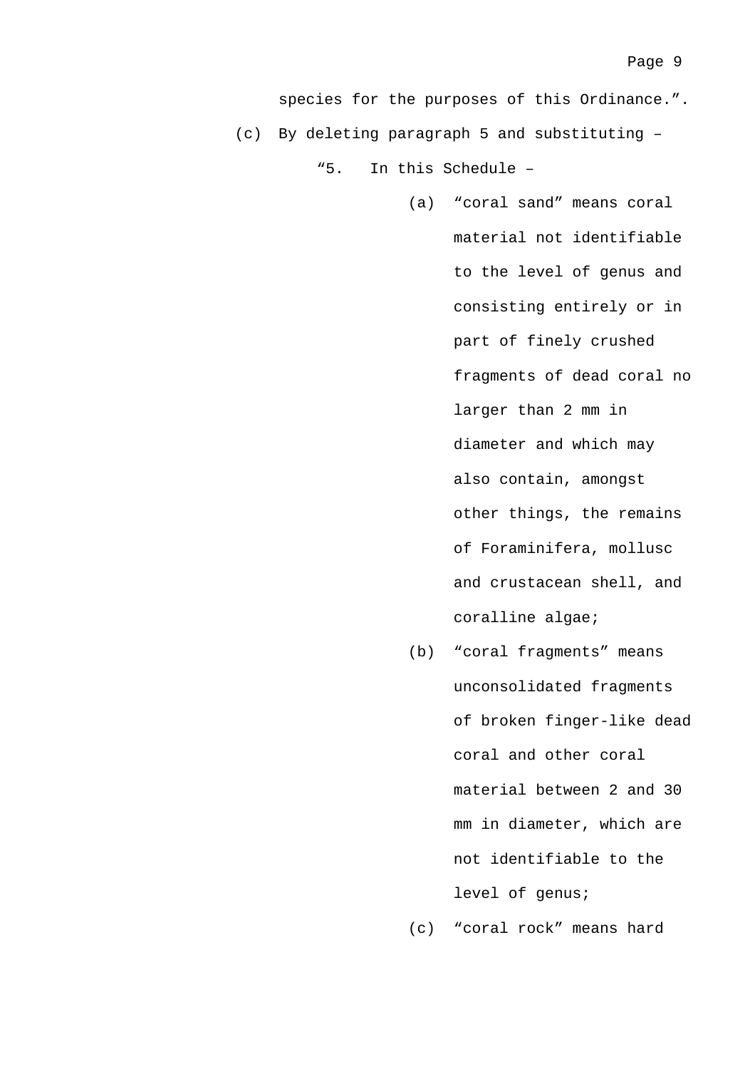species for the purposes of this Ordinance.”.

(c) By deleting paragraph 5 and substituting –

“5. In this Schedule –

(a) “coral sand” means coral material not identifiable to the level of genus and consisting entirely or in part of finely crushed fragments of dead coral no larger than 2 mm in diameter and which may also contain, amongst other things, the remains of Foraminifera, mollusc and crustacean shell, and coralline algae;

(b) “coral fragments” means unconsolidated fragments of broken finger-like dead coral and other coral material between 2 and 30 mm in diameter, which are not identifiable to the level of genus;

(c) “coral rock” means hard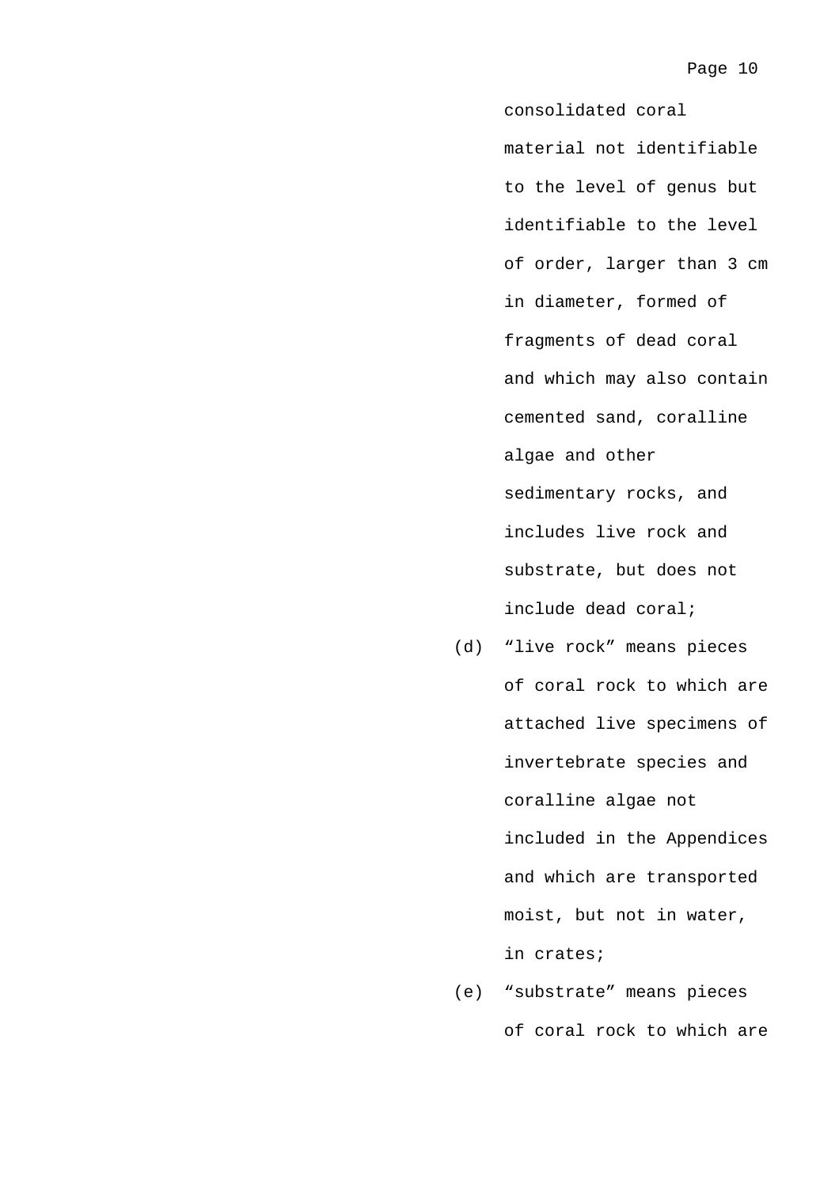consolidated coral material not identifiable to the level of genus but identifiable to the level of order, larger than 3 cm in diameter, formed of fragments of dead coral and which may also contain cemented sand, coralline algae and other sedimentary rocks, and includes live rock and substrate, but does not include dead coral;

(d) “live rock” means pieces of coral rock to which are attached live specimens of invertebrate species and coralline algae not included in the Appendices and which are transported moist, but not in water, in crates;

(e) “substrate” means pieces of coral rock to which are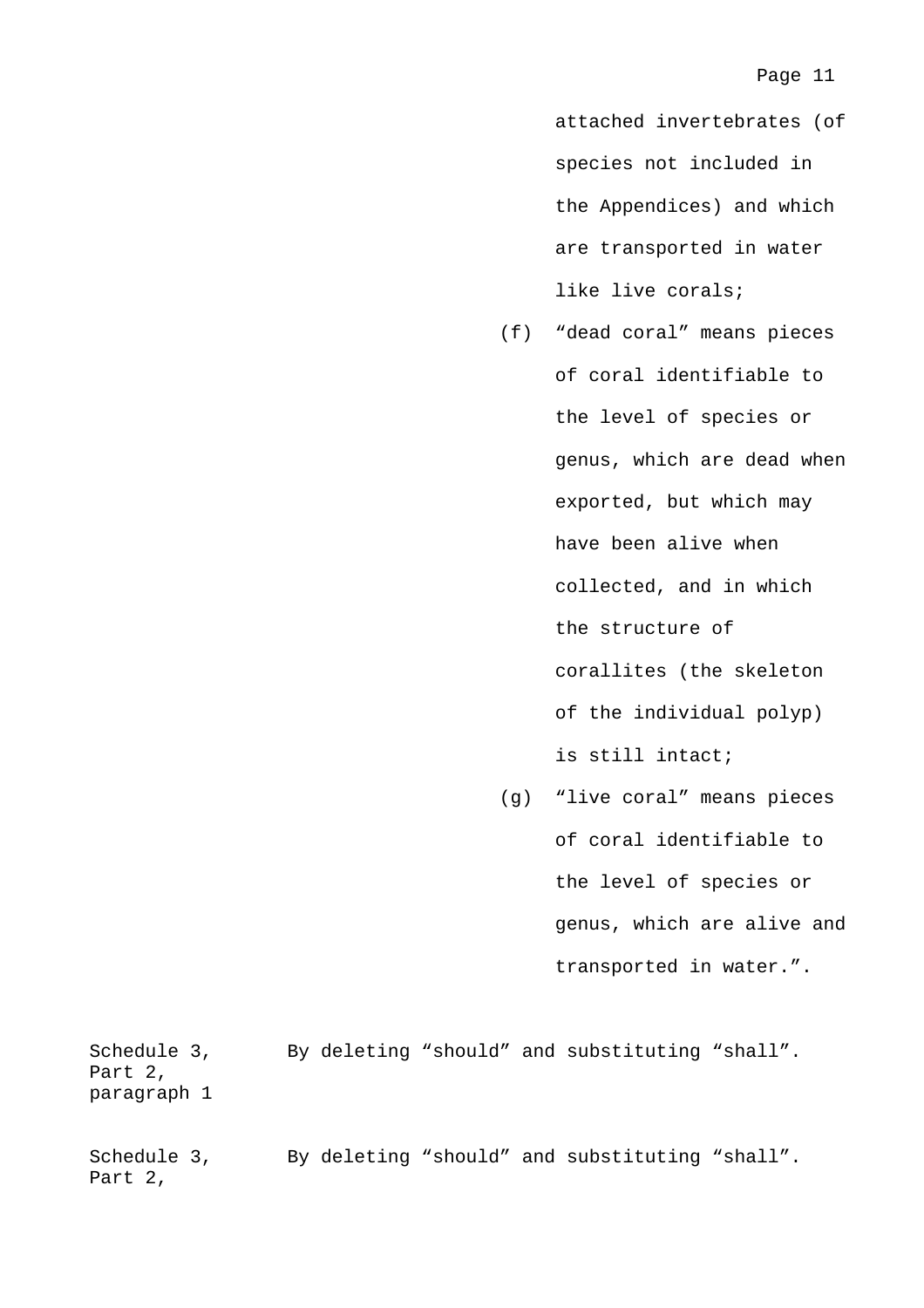attached invertebrates (of species not included in the Appendices) and which are transported in water like live corals;

(f) “dead coral” means pieces of coral identifiable to the level of species or genus, which are dead when exported, but which may have been alive when collected, and in which the structure of corallites (the skeleton of the individual polyp) is still intact;

(g) “live coral” means pieces of coral identifiable to the level of species or genus, which are alive and transported in water.”.

| | |
|---|---|
| Schedule 3, Part 2, paragraph 1 | By deleting “should” and substituting “shall”. |
| Schedule 3, Part 2, | By deleting “should” and substituting “shall”. |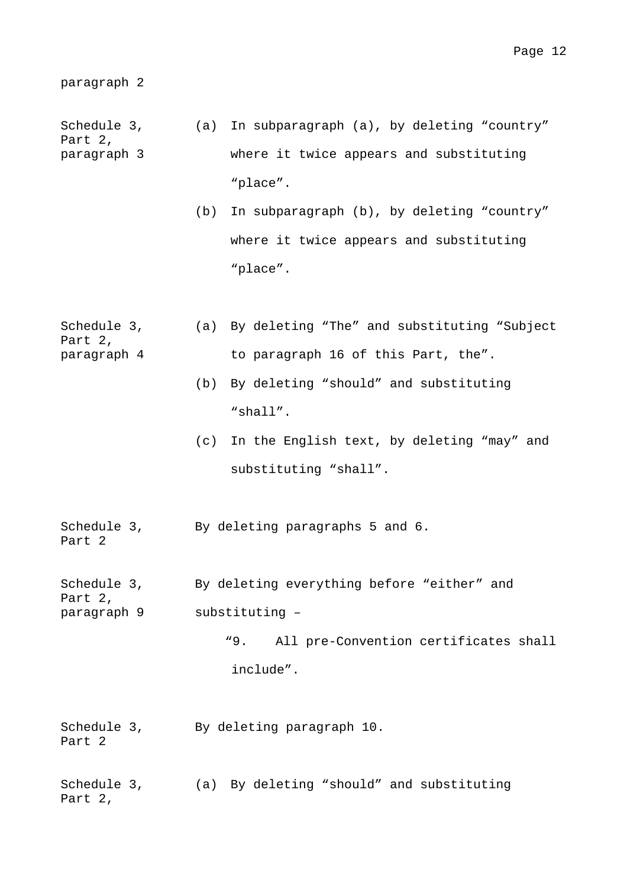paragraph 2

| | |
|---|---|
| Schedule 3, Part 2, paragraph 3 | (a) In subparagraph (a), by deleting “country” where it twice appears and substituting “place”.<br>(b) In subparagraph (b), by deleting “country” where it twice appears and substituting “place”. |
| Schedule 3, Part 2, paragraph 4 | (a) By deleting “The” and substituting “Subject to paragraph 16 of this Part, the”.<br>(b) By deleting “should” and substituting “shall”.<br>(c) In the English text, by deleting “may” and substituting “shall”. |
| Schedule 3, Part 2 | By deleting paragraphs 5 and 6. |
| Schedule 3, Part 2, paragraph 9 | By deleting everything before “either” and substituting –<br>“9. All pre-Convention certificates shall include”. |
| Schedule 3, Part 2 | By deleting paragraph 10. |
| Schedule 3, Part 2, | (a) By deleting “should” and substituting |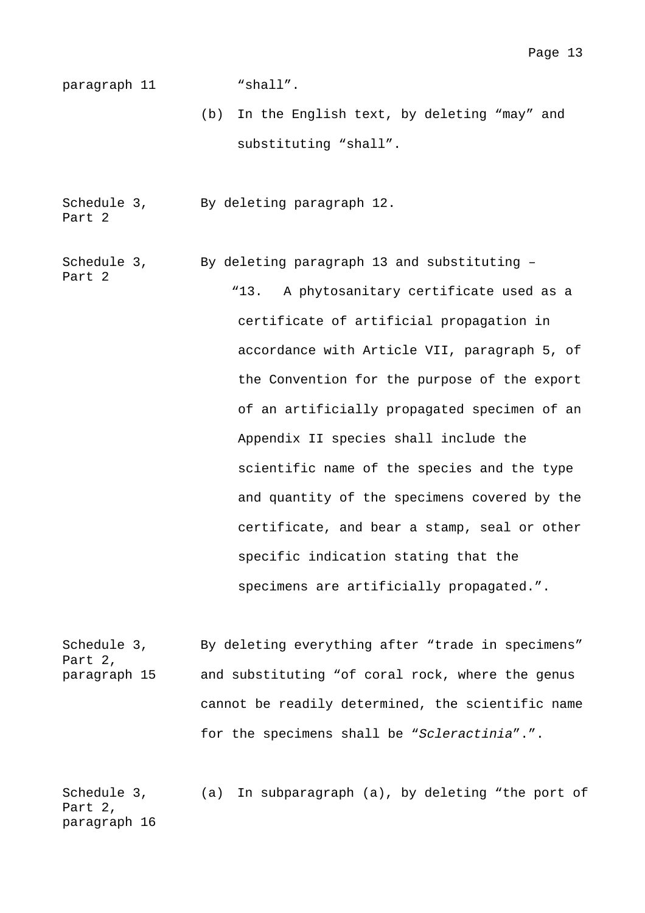paragraph 11 “shall”.

(b) In the English text, by deleting “may” and substituting “shall”.

Schedule 3, Part 2 — By deleting paragraph 12.

Schedule 3, Part 2 — By deleting paragraph 13 and substituting –

“13. A phytosanitary certificate used as a certificate of artificial propagation in accordance with Article VII, paragraph 5, of the Convention for the purpose of the export of an artificially propagated specimen of an Appendix II species shall include the scientific name of the species and the type and quantity of the specimens covered by the certificate, and bear a stamp, seal or other specific indication stating that the specimens are artificially propagated.”.

Schedule 3, Part 2, paragraph 15 — By deleting everything after “trade in specimens” and substituting “of coral rock, where the genus cannot be readily determined, the scientific name for the specimens shall be “*Scleractinia*”.”.

Schedule 3, Part 2, paragraph 16 — (a) In subparagraph (a), by deleting “the port of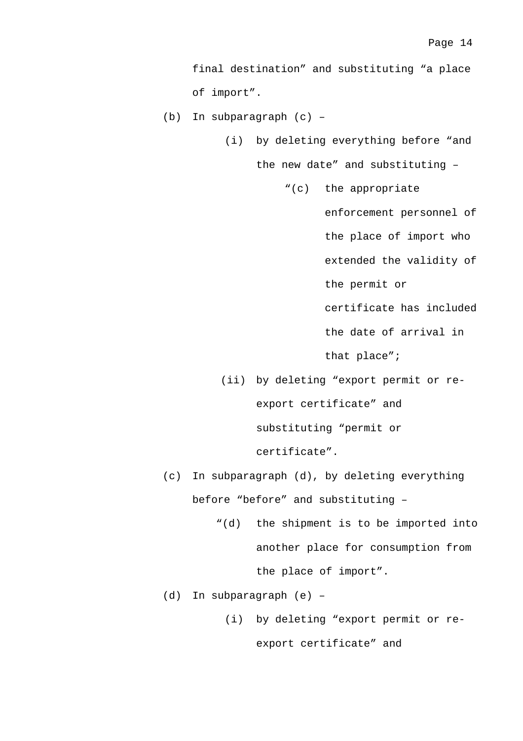final destination” and substituting “a place of import”.

(b) In subparagraph (c) –

  (i) by deleting everything before “and the new date” and substituting –

    “(c) the appropriate enforcement personnel of the place of import who extended the validity of the permit or certificate has included the date of arrival in that place”;

  (ii) by deleting “export permit or re-export certificate” and substituting “permit or certificate”.

(c) In subparagraph (d), by deleting everything before “before” and substituting –

  “(d) the shipment is to be imported into another place for consumption from the place of import”.

(d) In subparagraph (e) –

  (i) by deleting “export permit or re-export certificate” and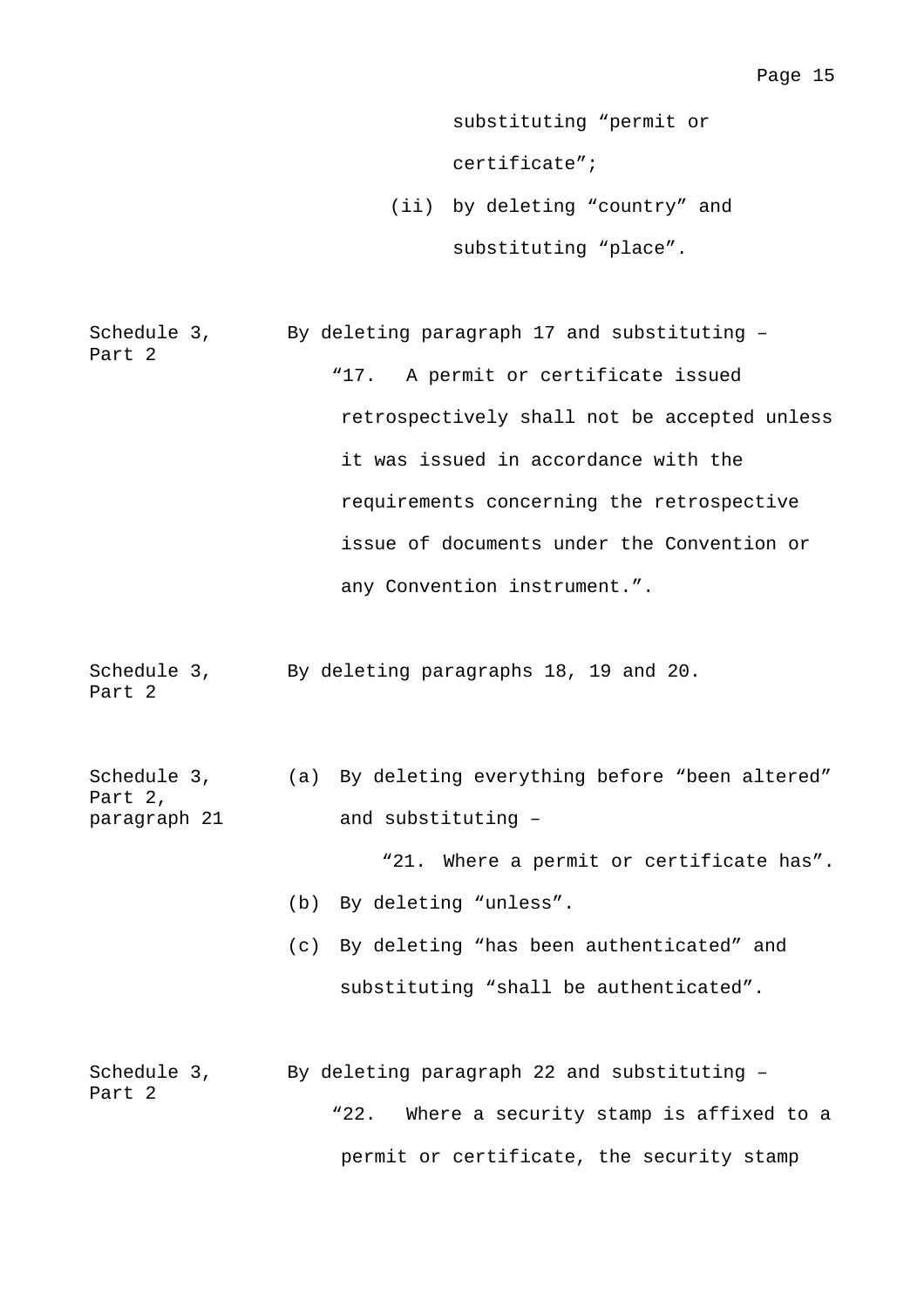substituting “permit or certificate”;

(ii) by deleting “country” and substituting “place”.

| | |
|---|---|
| Schedule 3, Part 2 | By deleting paragraph 17 and substituting –<br>“17. A permit or certificate issued retrospectively shall not be accepted unless it was issued in accordance with the requirements concerning the retrospective issue of documents under the Convention or any Convention instrument.”. |
| Schedule 3, Part 2 | By deleting paragraphs 18, 19 and 20. |
| Schedule 3, Part 2, paragraph 21 | (a) By deleting everything before “been altered” and substituting –<br>“21. Where a permit or certificate has”.<br>(b) By deleting “unless”.<br>(c) By deleting “has been authenticated” and substituting “shall be authenticated”. |
| Schedule 3, Part 2 | By deleting paragraph 22 and substituting –<br>“22. Where a security stamp is affixed to a permit or certificate, the security stamp |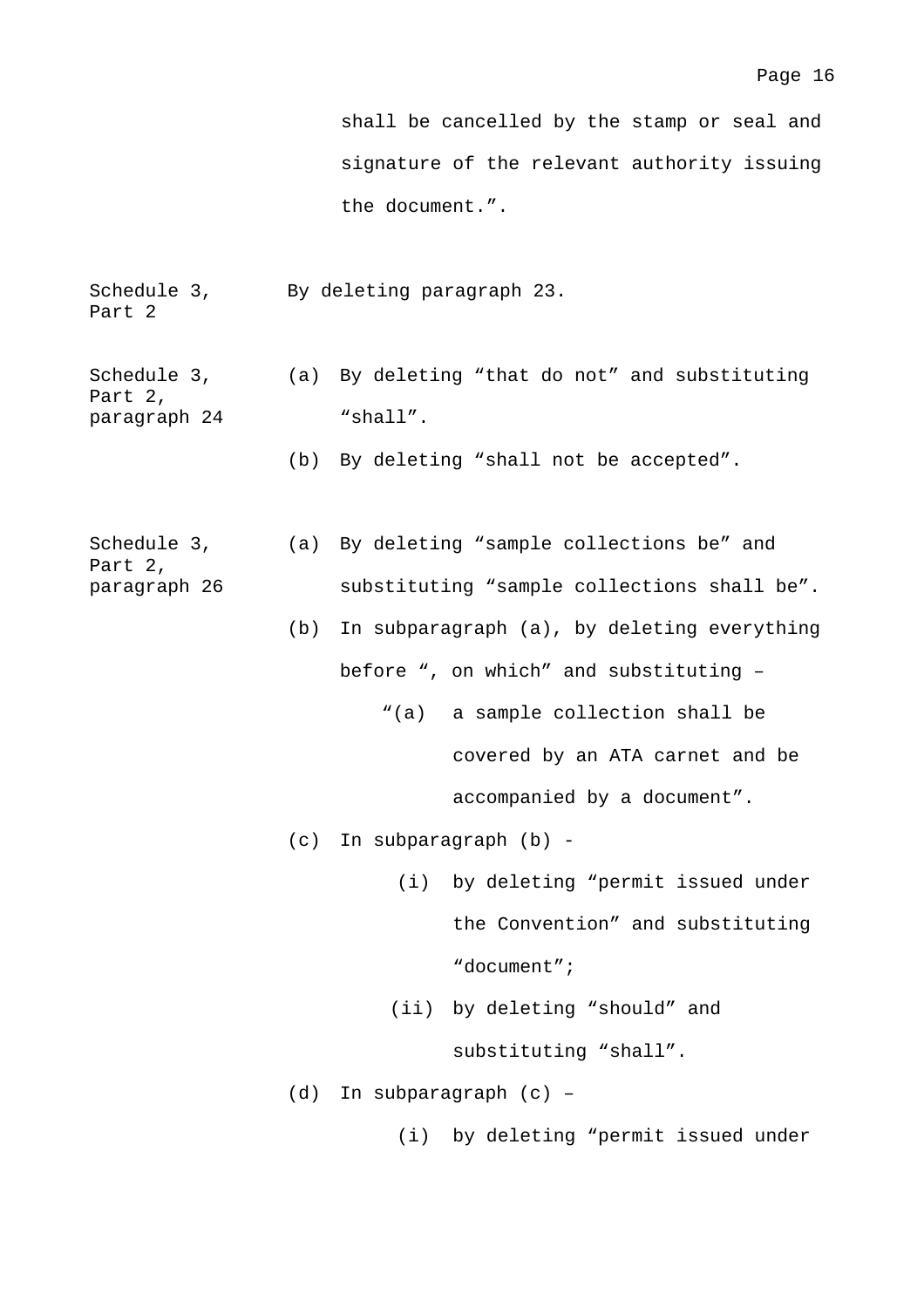shall be cancelled by the stamp or seal and signature of the relevant authority issuing the document.”.

| | |
|---|---|
| Schedule 3, Part 2 | By deleting paragraph 23. |
| Schedule 3, Part 2, paragraph 24 | (a) By deleting “that do not” and substituting “shall”.<br>(b) By deleting “shall not be accepted”. |
| Schedule 3, Part 2, paragraph 26 | (a) By deleting “sample collections be” and substituting “sample collections shall be”.<br>(b) In subparagraph (a), by deleting everything before “, on which” and substituting –<br>“(a) a sample collection shall be covered by an ATA carnet and be accompanied by a document”.<br>(c) In subparagraph (b) -<br>(i) by deleting “permit issued under the Convention” and substituting “document”;<br>(ii) by deleting “should” and substituting “shall”.<br>(d) In subparagraph (c) –<br>(i) by deleting “permit issued under |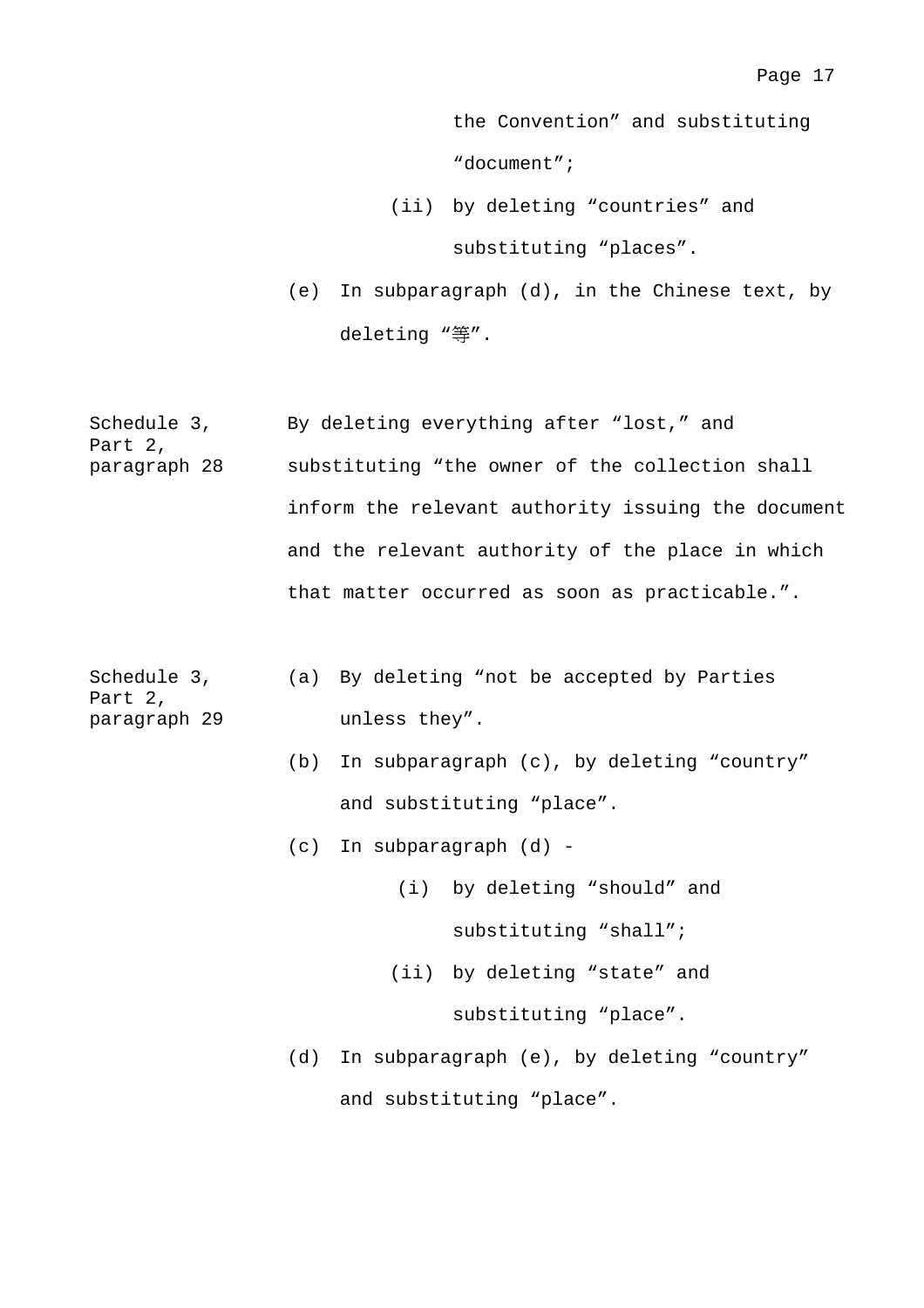the Convention” and substituting “document”;

(ii) by deleting “countries” and substituting “places”.

(e) In subparagraph (d), in the Chinese text, by deleting “等”.

Schedule 3, Part 2, paragraph 28

By deleting everything after “lost,” and substituting “the owner of the collection shall inform the relevant authority issuing the document and the relevant authority of the place in which that matter occurred as soon as practicable.”.

Schedule 3, Part 2, paragraph 29

(a) By deleting “not be accepted by Parties unless they”.

(b) In subparagraph (c), by deleting “country” and substituting “place”.

(c) In subparagraph (d) -

(i) by deleting “should” and substituting “shall”;

(ii) by deleting “state” and substituting “place”.

(d) In subparagraph (e), by deleting “country” and substituting “place”.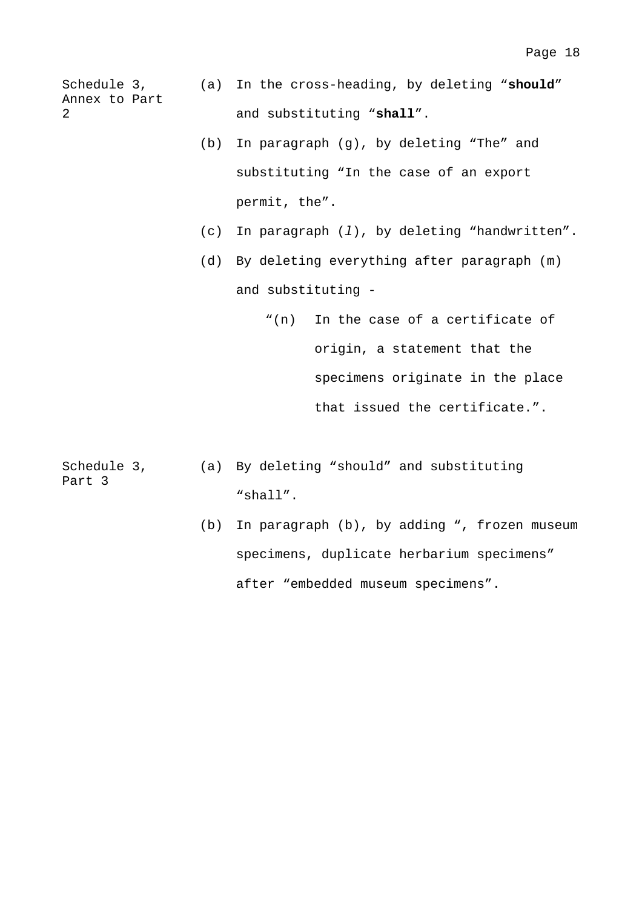Schedule 3, Annex to Part 2

(a) In the cross-heading, by deleting “**should**” and substituting “**shall**”.

(b) In paragraph (g), by deleting “The” and substituting “In the case of an export permit, the”.

(c) In paragraph (*l*), by deleting “handwritten”.

(d) By deleting everything after paragraph (m) and substituting -

> “(n) In the case of a certificate of origin, a statement that the specimens originate in the place that issued the certificate.”.

Schedule 3, Part 3

(a) By deleting “should” and substituting “shall”.

(b) In paragraph (b), by adding “, frozen museum specimens, duplicate herbarium specimens” after “embedded museum specimens”.